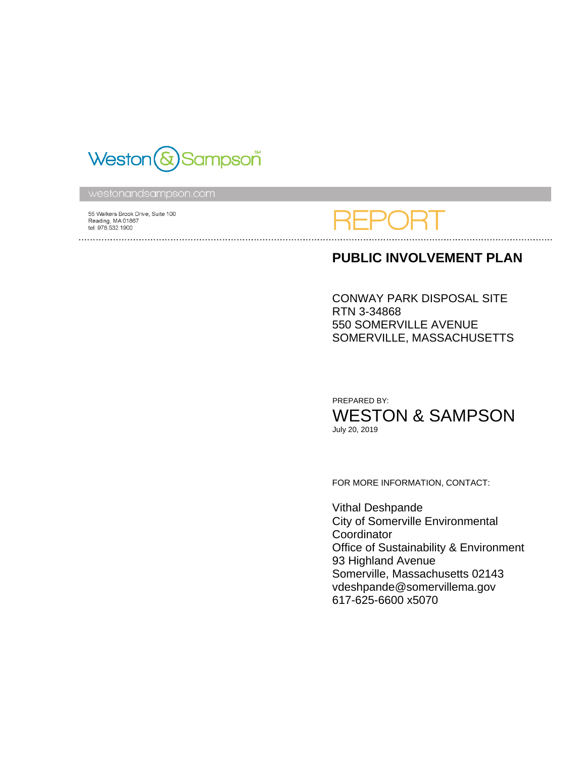Weston & Sampson

westonandsampson.com

55 Walkers Brook Drive, Suite 100
Reading, MA 01867
tel: 978.532.1900

# REPORT

## PUBLIC INVOLVEMENT PLAN

CONWAY PARK DISPOSAL SITE
RTN 3-34868
550 SOMERVILLE AVENUE
SOMERVILLE, MASSACHUSETTS

PREPARED BY:

WESTON & SAMPSON

July 20, 2019

FOR MORE INFORMATION, CONTACT:

Vithal Deshpande
City of Somerville Environmental Coordinator
Office of Sustainability & Environment
93 Highland Avenue
Somerville, Massachusetts 02143
vdeshpande@somervillema.gov
617-625-6600 x5070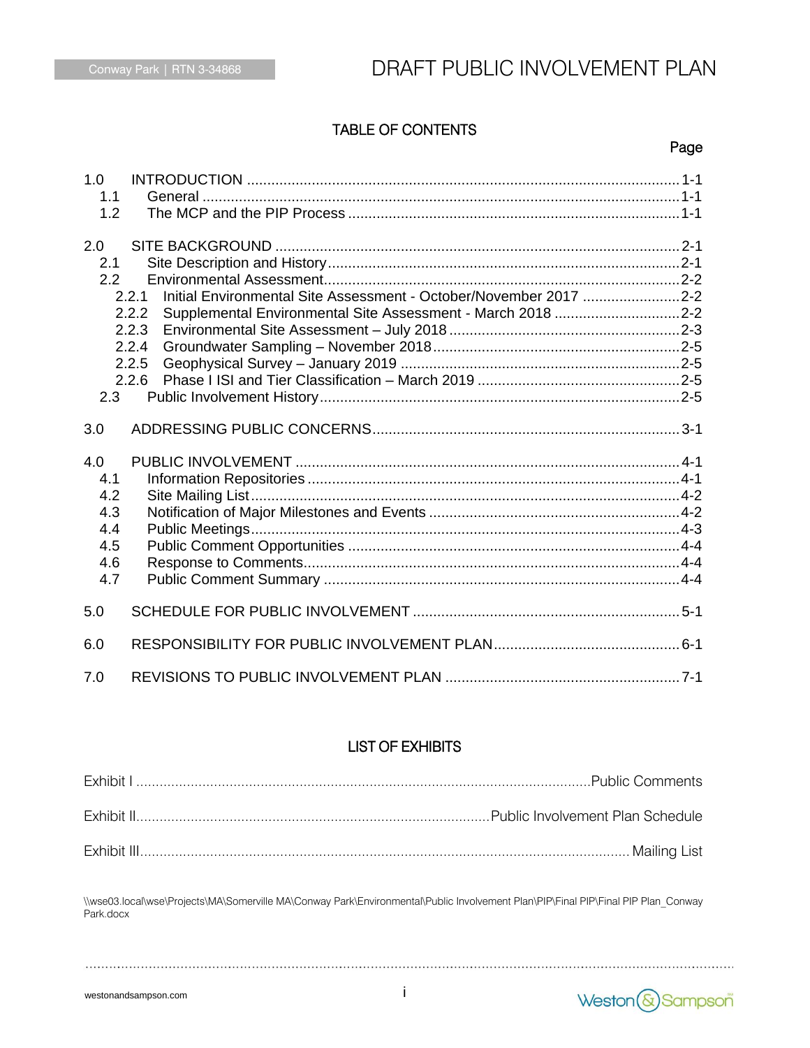## TABLE OF CONTENTS

| | Page |
|---|---|
| 1.0 INTRODUCTION | 1-1 |
| 1.1 General | 1-1 |
| 1.2 The MCP and the PIP Process | 1-1 |
| 2.0 SITE BACKGROUND | 2-1 |
| 2.1 Site Description and History | 2-1 |
| 2.2 Environmental Assessment | 2-2 |
| 2.2.1 Initial Environmental Site Assessment - October/November 2017 | 2-2 |
| 2.2.2 Supplemental Environmental Site Assessment - March 2018 | 2-2 |
| 2.2.3 Environmental Site Assessment – July 2018 | 2-3 |
| 2.2.4 Groundwater Sampling – November 2018 | 2-5 |
| 2.2.5 Geophysical Survey – January 2019 | 2-5 |
| 2.2.6 Phase I ISI and Tier Classification – March 2019 | 2-5 |
| 2.3 Public Involvement History | 2-5 |
| 3.0 ADDRESSING PUBLIC CONCERNS | 3-1 |
| 4.0 PUBLIC INVOLVEMENT | 4-1 |
| 4.1 Information Repositories | 4-1 |
| 4.2 Site Mailing List | 4-2 |
| 4.3 Notification of Major Milestones and Events | 4-2 |
| 4.4 Public Meetings | 4-3 |
| 4.5 Public Comment Opportunities | 4-4 |
| 4.6 Response to Comments | 4-4 |
| 4.7 Public Comment Summary | 4-4 |
| 5.0 SCHEDULE FOR PUBLIC INVOLVEMENT | 5-1 |
| 6.0 RESPONSIBILITY FOR PUBLIC INVOLVEMENT PLAN | 6-1 |
| 7.0 REVISIONS TO PUBLIC INVOLVEMENT PLAN | 7-1 |

## LIST OF EXHIBITS

| | |
|---|---|
| Exhibit I | Public Comments |
| Exhibit II | Public Involvement Plan Schedule |
| Exhibit III | Mailing List |

\\wse03.local\wse\Projects\MA\Somerville MA\Conway Park\Environmental\Public Involvement Plan\PIP\Final PIP\Final PIP Plan_Conway Park.docx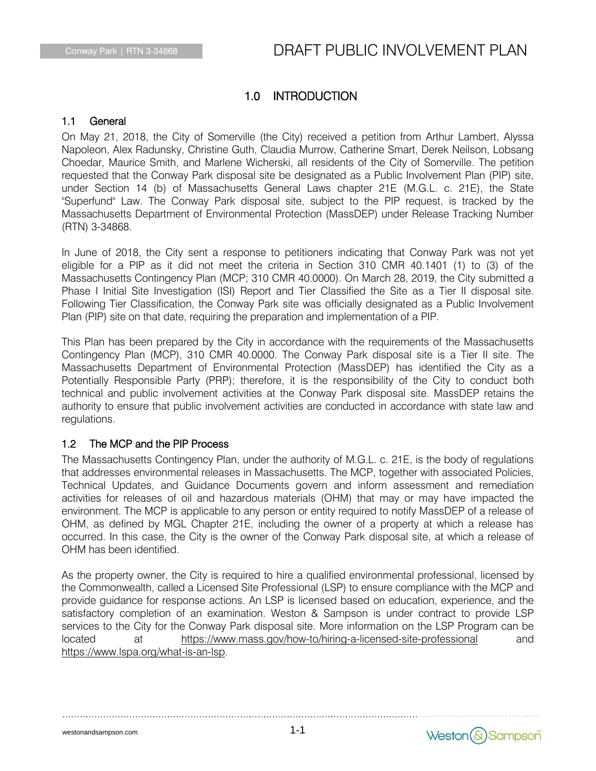# 1.0 INTRODUCTION

## 1.1 General

On May 21, 2018, the City of Somerville (the City) received a petition from Arthur Lambert, Alyssa Napoleon, Alex Radunsky, Christine Guth, Claudia Murrow, Catherine Smart, Derek Neilson, Lobsang Choedar, Maurice Smith, and Marlene Wicherski, all residents of the City of Somerville. The petition requested that the Conway Park disposal site be designated as a Public Involvement Plan (PIP) site, under Section 14 (b) of Massachusetts General Laws chapter 21E (M.G.L. c. 21E), the State "Superfund" Law. The Conway Park disposal site, subject to the PIP request, is tracked by the Massachusetts Department of Environmental Protection (MassDEP) under Release Tracking Number (RTN) 3-34868.

In June of 2018, the City sent a response to petitioners indicating that Conway Park was not yet eligible for a PIP as it did not meet the criteria in Section 310 CMR 40.1401 (1) to (3) of the Massachusetts Contingency Plan (MCP; 310 CMR 40.0000). On March 28, 2019, the City submitted a Phase I Initial Site Investigation (ISI) Report and Tier Classified the Site as a Tier II disposal site. Following Tier Classification, the Conway Park site was officially designated as a Public Involvement Plan (PIP) site on that date, requiring the preparation and implementation of a PIP.

This Plan has been prepared by the City in accordance with the requirements of the Massachusetts Contingency Plan (MCP), 310 CMR 40.0000. The Conway Park disposal site is a Tier II site. The Massachusetts Department of Environmental Protection (MassDEP) has identified the City as a Potentially Responsible Party (PRP); therefore, it is the responsibility of the City to conduct both technical and public involvement activities at the Conway Park disposal site. MassDEP retains the authority to ensure that public involvement activities are conducted in accordance with state law and regulations.

## 1.2 The MCP and the PIP Process

The Massachusetts Contingency Plan, under the authority of M.G.L. c. 21E, is the body of regulations that addresses environmental releases in Massachusetts. The MCP, together with associated Policies, Technical Updates, and Guidance Documents govern and inform assessment and remediation activities for releases of oil and hazardous materials (OHM) that may or may have impacted the environment. The MCP is applicable to any person or entity required to notify MassDEP of a release of OHM, as defined by MGL Chapter 21E, including the owner of a property at which a release has occurred. In this case, the City is the owner of the Conway Park disposal site, at which a release of OHM has been identified.

As the property owner, the City is required to hire a qualified environmental professional, licensed by the Commonwealth, called a Licensed Site Professional (LSP) to ensure compliance with the MCP and provide guidance for response actions. An LSP is licensed based on education, experience, and the satisfactory completion of an examination. Weston & Sampson is under contract to provide LSP services to the City for the Conway Park disposal site. More information on the LSP Program can be located at https://www.mass.gov/how-to/hiring-a-licensed-site-professional and https://www.lspa.org/what-is-an-lsp.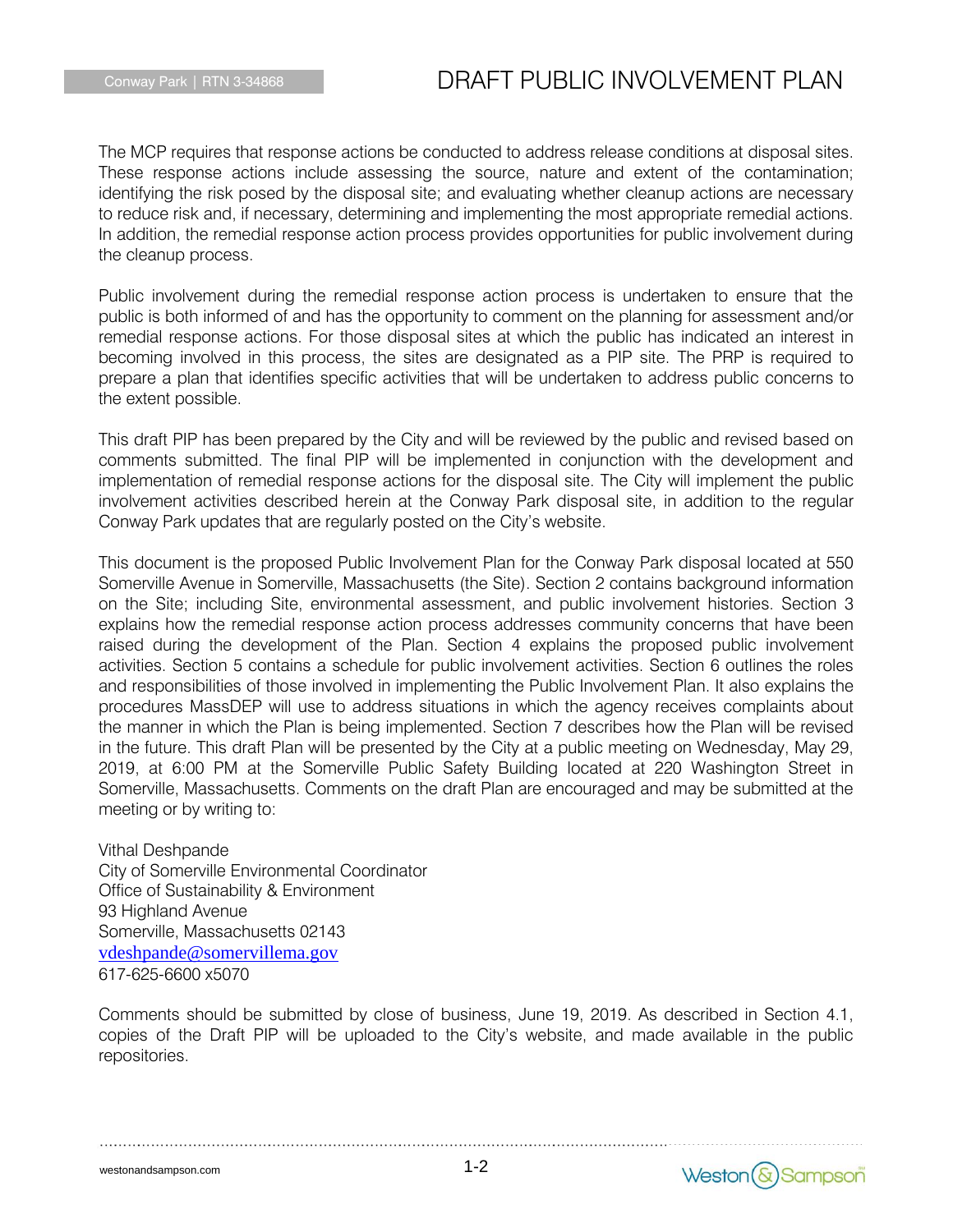The MCP requires that response actions be conducted to address release conditions at disposal sites. These response actions include assessing the source, nature and extent of the contamination; identifying the risk posed by the disposal site; and evaluating whether cleanup actions are necessary to reduce risk and, if necessary, determining and implementing the most appropriate remedial actions. In addition, the remedial response action process provides opportunities for public involvement during the cleanup process.

Public involvement during the remedial response action process is undertaken to ensure that the public is both informed of and has the opportunity to comment on the planning for assessment and/or remedial response actions. For those disposal sites at which the public has indicated an interest in becoming involved in this process, the sites are designated as a PIP site. The PRP is required to prepare a plan that identifies specific activities that will be undertaken to address public concerns to the extent possible.

This draft PIP has been prepared by the City and will be reviewed by the public and revised based on comments submitted. The final PIP will be implemented in conjunction with the development and implementation of remedial response actions for the disposal site. The City will implement the public involvement activities described herein at the Conway Park disposal site, in addition to the regular Conway Park updates that are regularly posted on the City's website.

This document is the proposed Public Involvement Plan for the Conway Park disposal located at 550 Somerville Avenue in Somerville, Massachusetts (the Site). Section 2 contains background information on the Site; including Site, environmental assessment, and public involvement histories. Section 3 explains how the remedial response action process addresses community concerns that have been raised during the development of the Plan. Section 4 explains the proposed public involvement activities. Section 5 contains a schedule for public involvement activities. Section 6 outlines the roles and responsibilities of those involved in implementing the Public Involvement Plan. It also explains the procedures MassDEP will use to address situations in which the agency receives complaints about the manner in which the Plan is being implemented. Section 7 describes how the Plan will be revised in the future. This draft Plan will be presented by the City at a public meeting on Wednesday, May 29, 2019, at 6:00 PM at the Somerville Public Safety Building located at 220 Washington Street in Somerville, Massachusetts. Comments on the draft Plan are encouraged and may be submitted at the meeting or by writing to:

Vithal Deshpande
City of Somerville Environmental Coordinator
Office of Sustainability & Environment
93 Highland Avenue
Somerville, Massachusetts 02143
vdeshpande@somervillema.gov
617-625-6600 x5070

Comments should be submitted by close of business, June 19, 2019. As described in Section 4.1, copies of the Draft PIP will be uploaded to the City's website, and made available in the public repositories.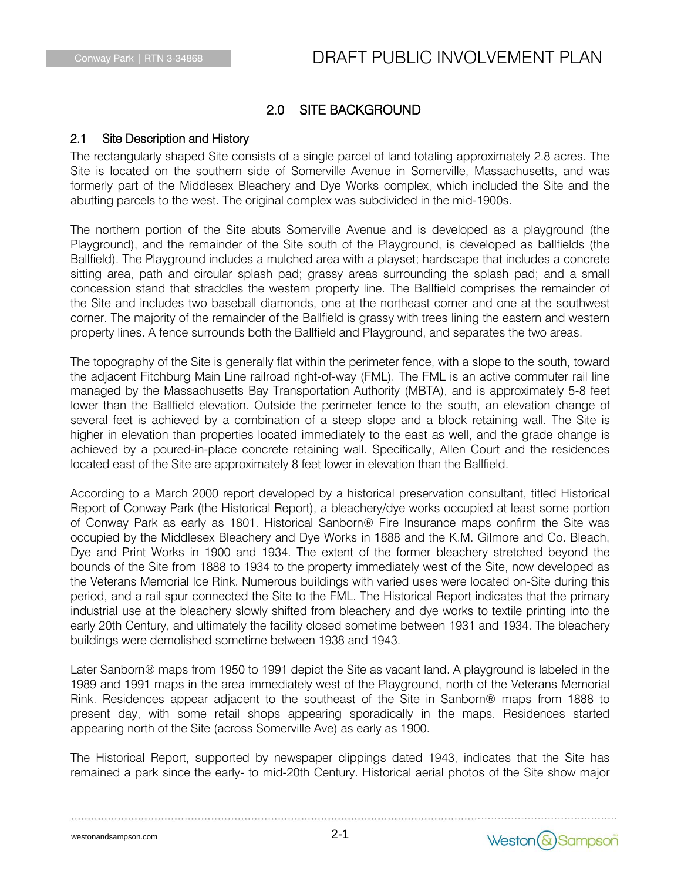## 2.0 SITE BACKGROUND

### 2.1 Site Description and History

The rectangularly shaped Site consists of a single parcel of land totaling approximately 2.8 acres. The Site is located on the southern side of Somerville Avenue in Somerville, Massachusetts, and was formerly part of the Middlesex Bleachery and Dye Works complex, which included the Site and the abutting parcels to the west. The original complex was subdivided in the mid-1900s.

The northern portion of the Site abuts Somerville Avenue and is developed as a playground (the Playground), and the remainder of the Site south of the Playground, is developed as ballfields (the Ballfield). The Playground includes a mulched area with a playset; hardscape that includes a concrete sitting area, path and circular splash pad; grassy areas surrounding the splash pad; and a small concession stand that straddles the western property line. The Ballfield comprises the remainder of the Site and includes two baseball diamonds, one at the northeast corner and one at the southwest corner. The majority of the remainder of the Ballfield is grassy with trees lining the eastern and western property lines. A fence surrounds both the Ballfield and Playground, and separates the two areas.

The topography of the Site is generally flat within the perimeter fence, with a slope to the south, toward the adjacent Fitchburg Main Line railroad right-of-way (FML). The FML is an active commuter rail line managed by the Massachusetts Bay Transportation Authority (MBTA), and is approximately 5-8 feet lower than the Ballfield elevation. Outside the perimeter fence to the south, an elevation change of several feet is achieved by a combination of a steep slope and a block retaining wall. The Site is higher in elevation than properties located immediately to the east as well, and the grade change is achieved by a poured-in-place concrete retaining wall. Specifically, Allen Court and the residences located east of the Site are approximately 8 feet lower in elevation than the Ballfield.

According to a March 2000 report developed by a historical preservation consultant, titled Historical Report of Conway Park (the Historical Report), a bleachery/dye works occupied at least some portion of Conway Park as early as 1801. Historical Sanborn® Fire Insurance maps confirm the Site was occupied by the Middlesex Bleachery and Dye Works in 1888 and the K.M. Gilmore and Co. Bleach, Dye and Print Works in 1900 and 1934. The extent of the former bleachery stretched beyond the bounds of the Site from 1888 to 1934 to the property immediately west of the Site, now developed as the Veterans Memorial Ice Rink. Numerous buildings with varied uses were located on-Site during this period, and a rail spur connected the Site to the FML. The Historical Report indicates that the primary industrial use at the bleachery slowly shifted from bleachery and dye works to textile printing into the early 20th Century, and ultimately the facility closed sometime between 1931 and 1934. The bleachery buildings were demolished sometime between 1938 and 1943.

Later Sanborn® maps from 1950 to 1991 depict the Site as vacant land. A playground is labeled in the 1989 and 1991 maps in the area immediately west of the Playground, north of the Veterans Memorial Rink. Residences appear adjacent to the southeast of the Site in Sanborn® maps from 1888 to present day, with some retail shops appearing sporadically in the maps. Residences started appearing north of the Site (across Somerville Ave) as early as 1900.

The Historical Report, supported by newspaper clippings dated 1943, indicates that the Site has remained a park since the early- to mid-20th Century. Historical aerial photos of the Site show major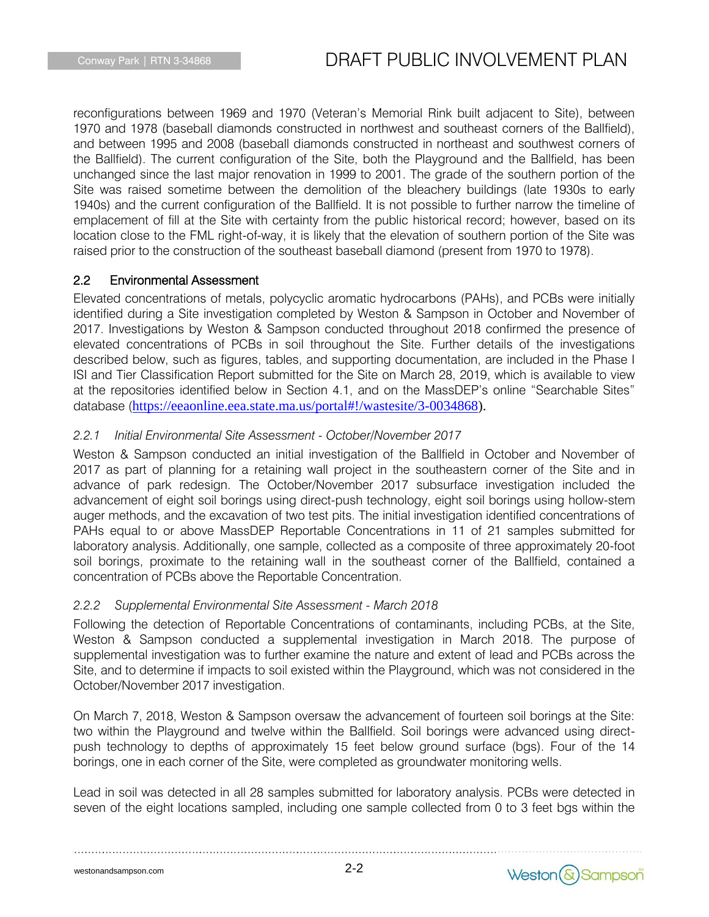reconfigurations between 1969 and 1970 (Veteran's Memorial Rink built adjacent to Site), between 1970 and 1978 (baseball diamonds constructed in northwest and southeast corners of the Ballfield), and between 1995 and 2008 (baseball diamonds constructed in northeast and southwest corners of the Ballfield). The current configuration of the Site, both the Playground and the Ballfield, has been unchanged since the last major renovation in 1999 to 2001. The grade of the southern portion of the Site was raised sometime between the demolition of the bleachery buildings (late 1930s to early 1940s) and the current configuration of the Ballfield. It is not possible to further narrow the timeline of emplacement of fill at the Site with certainty from the public historical record; however, based on its location close to the FML right-of-way, it is likely that the elevation of southern portion of the Site was raised prior to the construction of the southeast baseball diamond (present from 1970 to 1978).

### 2.2 Environmental Assessment

Elevated concentrations of metals, polycyclic aromatic hydrocarbons (PAHs), and PCBs were initially identified during a Site investigation completed by Weston & Sampson in October and November of 2017. Investigations by Weston & Sampson conducted throughout 2018 confirmed the presence of elevated concentrations of PCBs in soil throughout the Site. Further details of the investigations described below, such as figures, tables, and supporting documentation, are included in the Phase I ISI and Tier Classification Report submitted for the Site on March 28, 2019, which is available to view at the repositories identified below in Section 4.1, and on the MassDEP's online "Searchable Sites" database (https://eeaonline.eea.state.ma.us/portal#!/wastesite/3-0034868).

#### *2.2.1 Initial Environmental Site Assessment - October/November 2017*

Weston & Sampson conducted an initial investigation of the Ballfield in October and November of 2017 as part of planning for a retaining wall project in the southeastern corner of the Site and in advance of park redesign. The October/November 2017 subsurface investigation included the advancement of eight soil borings using direct-push technology, eight soil borings using hollow-stem auger methods, and the excavation of two test pits. The initial investigation identified concentrations of PAHs equal to or above MassDEP Reportable Concentrations in 11 of 21 samples submitted for laboratory analysis. Additionally, one sample, collected as a composite of three approximately 20-foot soil borings, proximate to the retaining wall in the southeast corner of the Ballfield, contained a concentration of PCBs above the Reportable Concentration.

#### *2.2.2 Supplemental Environmental Site Assessment - March 2018*

Following the detection of Reportable Concentrations of contaminants, including PCBs, at the Site, Weston & Sampson conducted a supplemental investigation in March 2018. The purpose of supplemental investigation was to further examine the nature and extent of lead and PCBs across the Site, and to determine if impacts to soil existed within the Playground, which was not considered in the October/November 2017 investigation.

On March 7, 2018, Weston & Sampson oversaw the advancement of fourteen soil borings at the Site: two within the Playground and twelve within the Ballfield. Soil borings were advanced using direct-push technology to depths of approximately 15 feet below ground surface (bgs). Four of the 14 borings, one in each corner of the Site, were completed as groundwater monitoring wells.

Lead in soil was detected in all 28 samples submitted for laboratory analysis. PCBs were detected in seven of the eight locations sampled, including one sample collected from 0 to 3 feet bgs within the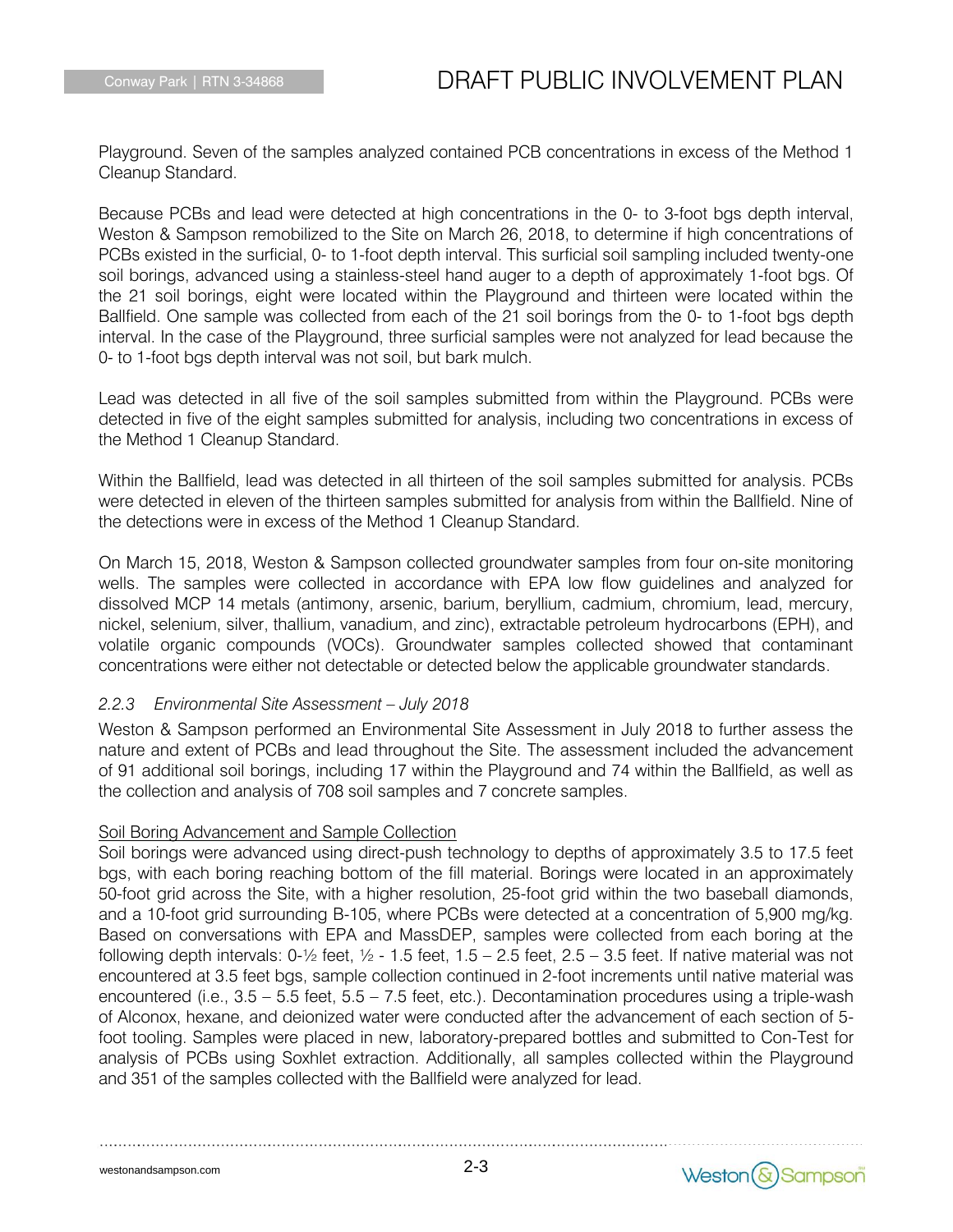Playground. Seven of the samples analyzed contained PCB concentrations in excess of the Method 1 Cleanup Standard.

Because PCBs and lead were detected at high concentrations in the 0- to 3-foot bgs depth interval, Weston & Sampson remobilized to the Site on March 26, 2018, to determine if high concentrations of PCBs existed in the surficial, 0- to 1-foot depth interval. This surficial soil sampling included twenty-one soil borings, advanced using a stainless-steel hand auger to a depth of approximately 1-foot bgs. Of the 21 soil borings, eight were located within the Playground and thirteen were located within the Ballfield. One sample was collected from each of the 21 soil borings from the 0- to 1-foot bgs depth interval. In the case of the Playground, three surficial samples were not analyzed for lead because the 0- to 1-foot bgs depth interval was not soil, but bark mulch.

Lead was detected in all five of the soil samples submitted from within the Playground. PCBs were detected in five of the eight samples submitted for analysis, including two concentrations in excess of the Method 1 Cleanup Standard.

Within the Ballfield, lead was detected in all thirteen of the soil samples submitted for analysis. PCBs were detected in eleven of the thirteen samples submitted for analysis from within the Ballfield. Nine of the detections were in excess of the Method 1 Cleanup Standard.

On March 15, 2018, Weston & Sampson collected groundwater samples from four on-site monitoring wells. The samples were collected in accordance with EPA low flow guidelines and analyzed for dissolved MCP 14 metals (antimony, arsenic, barium, beryllium, cadmium, chromium, lead, mercury, nickel, selenium, silver, thallium, vanadium, and zinc), extractable petroleum hydrocarbons (EPH), and volatile organic compounds (VOCs). Groundwater samples collected showed that contaminant concentrations were either not detectable or detected below the applicable groundwater standards.

### *2.2.3 Environmental Site Assessment – July 2018*

Weston & Sampson performed an Environmental Site Assessment in July 2018 to further assess the nature and extent of PCBs and lead throughout the Site. The assessment included the advancement of 91 additional soil borings, including 17 within the Playground and 74 within the Ballfield, as well as the collection and analysis of 708 soil samples and 7 concrete samples.

<u>Soil Boring Advancement and Sample Collection</u>

Soil borings were advanced using direct-push technology to depths of approximately 3.5 to 17.5 feet bgs, with each boring reaching bottom of the fill material. Borings were located in an approximately 50-foot grid across the Site, with a higher resolution, 25-foot grid within the two baseball diamonds, and a 10-foot grid surrounding B-105, where PCBs were detected at a concentration of 5,900 mg/kg. Based on conversations with EPA and MassDEP, samples were collected from each boring at the following depth intervals: 0-½ feet, ½ - 1.5 feet, 1.5 – 2.5 feet, 2.5 – 3.5 feet. If native material was not encountered at 3.5 feet bgs, sample collection continued in 2-foot increments until native material was encountered (i.e., 3.5 – 5.5 feet, 5.5 – 7.5 feet, etc.). Decontamination procedures using a triple-wash of Alconox, hexane, and deionized water were conducted after the advancement of each section of 5-foot tooling. Samples were placed in new, laboratory-prepared bottles and submitted to Con-Test for analysis of PCBs using Soxhlet extraction. Additionally, all samples collected within the Playground and 351 of the samples collected with the Ballfield were analyzed for lead.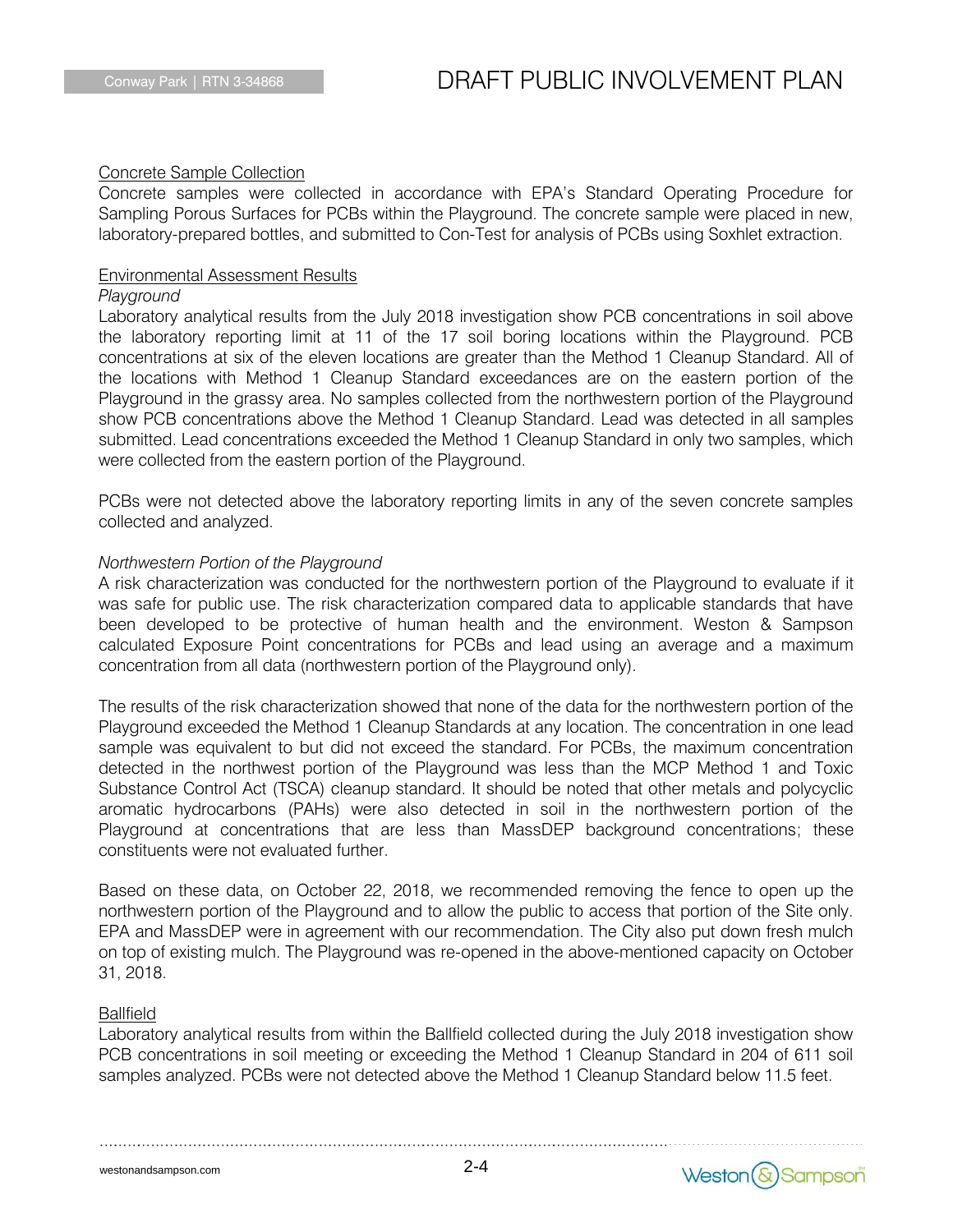<u>Concrete Sample Collection</u>

Concrete samples were collected in accordance with EPA's Standard Operating Procedure for Sampling Porous Surfaces for PCBs within the Playground. The concrete sample were placed in new, laboratory-prepared bottles, and submitted to Con-Test for analysis of PCBs using Soxhlet extraction.

<u>Environmental Assessment Results</u>

*Playground*

Laboratory analytical results from the July 2018 investigation show PCB concentrations in soil above the laboratory reporting limit at 11 of the 17 soil boring locations within the Playground. PCB concentrations at six of the eleven locations are greater than the Method 1 Cleanup Standard. All of the locations with Method 1 Cleanup Standard exceedances are on the eastern portion of the Playground in the grassy area. No samples collected from the northwestern portion of the Playground show PCB concentrations above the Method 1 Cleanup Standard. Lead was detected in all samples submitted. Lead concentrations exceeded the Method 1 Cleanup Standard in only two samples, which were collected from the eastern portion of the Playground.

PCBs were not detected above the laboratory reporting limits in any of the seven concrete samples collected and analyzed.

*Northwestern Portion of the Playground*

A risk characterization was conducted for the northwestern portion of the Playground to evaluate if it was safe for public use. The risk characterization compared data to applicable standards that have been developed to be protective of human health and the environment. Weston & Sampson calculated Exposure Point concentrations for PCBs and lead using an average and a maximum concentration from all data (northwestern portion of the Playground only).

The results of the risk characterization showed that none of the data for the northwestern portion of the Playground exceeded the Method 1 Cleanup Standards at any location. The concentration in one lead sample was equivalent to but did not exceed the standard. For PCBs, the maximum concentration detected in the northwest portion of the Playground was less than the MCP Method 1 and Toxic Substance Control Act (TSCA) cleanup standard. It should be noted that other metals and polycyclic aromatic hydrocarbons (PAHs) were also detected in soil in the northwestern portion of the Playground at concentrations that are less than MassDEP background concentrations; these constituents were not evaluated further.

Based on these data, on October 22, 2018, we recommended removing the fence to open up the northwestern portion of the Playground and to allow the public to access that portion of the Site only. EPA and MassDEP were in agreement with our recommendation. The City also put down fresh mulch on top of existing mulch. The Playground was re-opened in the above-mentioned capacity on October 31, 2018.

<u>Ballfield</u>

Laboratory analytical results from within the Ballfield collected during the July 2018 investigation show PCB concentrations in soil meeting or exceeding the Method 1 Cleanup Standard in 204 of 611 soil samples analyzed. PCBs were not detected above the Method 1 Cleanup Standard below 11.5 feet.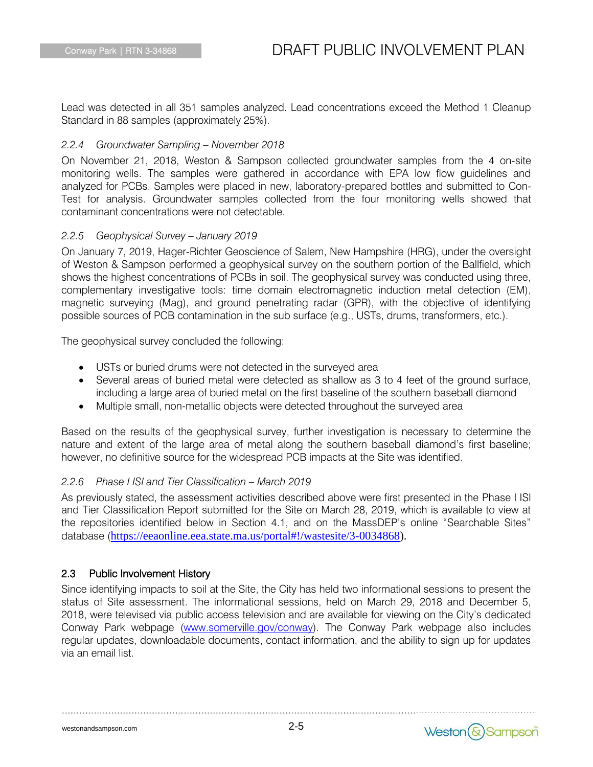Lead was detected in all 351 samples analyzed. Lead concentrations exceed the Method 1 Cleanup Standard in 88 samples (approximately 25%).

### *2.2.4 Groundwater Sampling – November 2018*

On November 21, 2018, Weston & Sampson collected groundwater samples from the 4 on-site monitoring wells. The samples were gathered in accordance with EPA low flow guidelines and analyzed for PCBs. Samples were placed in new, laboratory-prepared bottles and submitted to Con-Test for analysis. Groundwater samples collected from the four monitoring wells showed that contaminant concentrations were not detectable.

### *2.2.5 Geophysical Survey – January 2019*

On January 7, 2019, Hager-Richter Geoscience of Salem, New Hampshire (HRG), under the oversight of Weston & Sampson performed a geophysical survey on the southern portion of the Ballfield, which shows the highest concentrations of PCBs in soil. The geophysical survey was conducted using three, complementary investigative tools: time domain electromagnetic induction metal detection (EM), magnetic surveying (Mag), and ground penetrating radar (GPR), with the objective of identifying possible sources of PCB contamination in the sub surface (e.g., USTs, drums, transformers, etc.).

The geophysical survey concluded the following:

- USTs or buried drums were not detected in the surveyed area
- Several areas of buried metal were detected as shallow as 3 to 4 feet of the ground surface, including a large area of buried metal on the first baseline of the southern baseball diamond
- Multiple small, non-metallic objects were detected throughout the surveyed area

Based on the results of the geophysical survey, further investigation is necessary to determine the nature and extent of the large area of metal along the southern baseball diamond's first baseline; however, no definitive source for the widespread PCB impacts at the Site was identified.

### *2.2.6 Phase I ISI and Tier Classification – March 2019*

As previously stated, the assessment activities described above were first presented in the Phase I ISI and Tier Classification Report submitted for the Site on March 28, 2019, which is available to view at the repositories identified below in Section 4.1, and on the MassDEP's online "Searchable Sites" database (https://eeaonline.eea.state.ma.us/portal#!/wastesite/3-0034868).

## 2.3 Public Involvement History

Since identifying impacts to soil at the Site, the City has held two informational sessions to present the status of Site assessment. The informational sessions, held on March 29, 2018 and December 5, 2018, were televised via public access television and are available for viewing on the City's dedicated Conway Park webpage (www.somerville.gov/conway). The Conway Park webpage also includes regular updates, downloadable documents, contact information, and the ability to sign up for updates via an email list.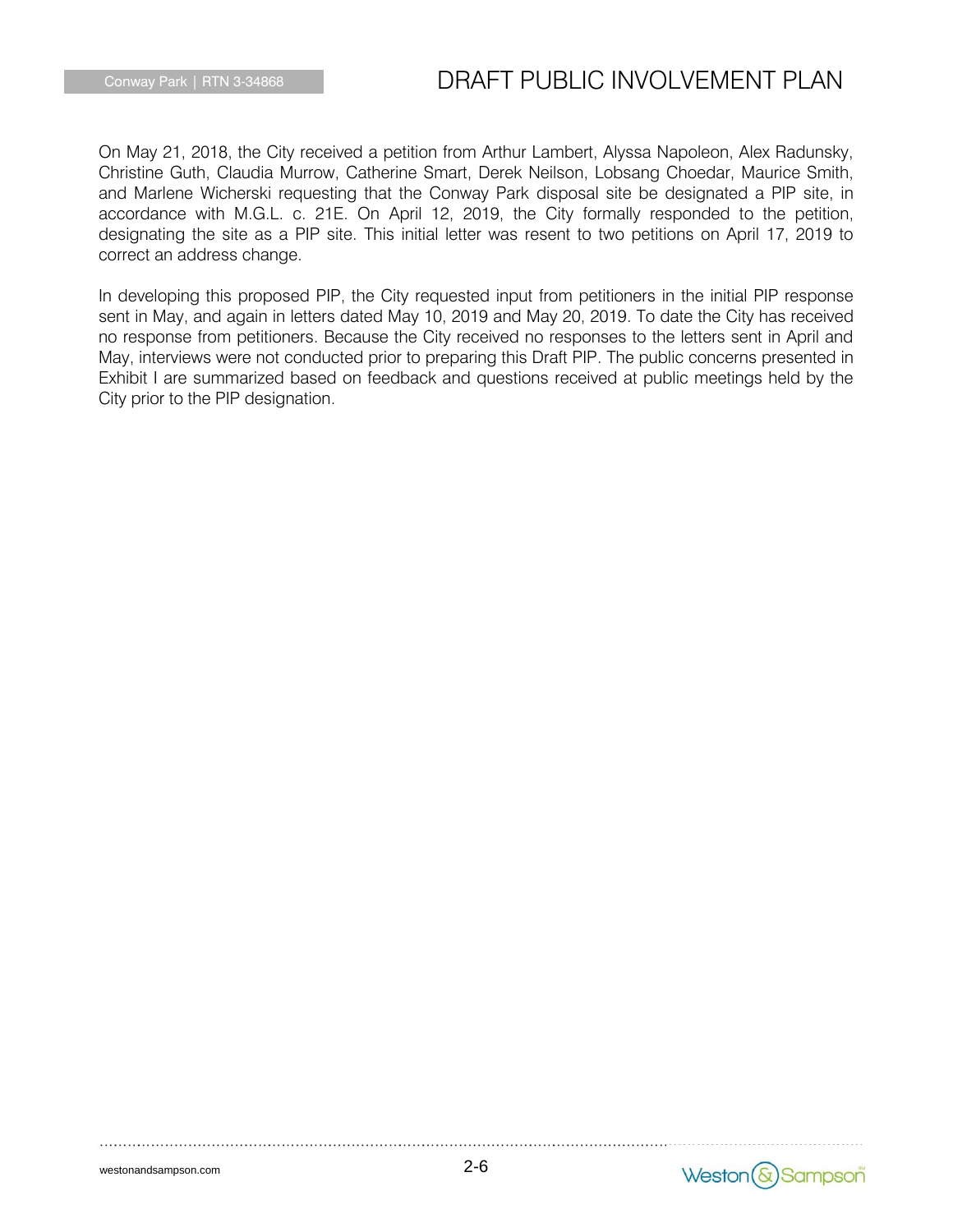On May 21, 2018, the City received a petition from Arthur Lambert, Alyssa Napoleon, Alex Radunsky, Christine Guth, Claudia Murrow, Catherine Smart, Derek Neilson, Lobsang Choedar, Maurice Smith, and Marlene Wicherski requesting that the Conway Park disposal site be designated a PIP site, in accordance with M.G.L. c. 21E. On April 12, 2019, the City formally responded to the petition, designating the site as a PIP site. This initial letter was resent to two petitions on April 17, 2019 to correct an address change.

In developing this proposed PIP, the City requested input from petitioners in the initial PIP response sent in May, and again in letters dated May 10, 2019 and May 20, 2019. To date the City has received no response from petitioners. Because the City received no responses to the letters sent in April and May, interviews were not conducted prior to preparing this Draft PIP. The public concerns presented in Exhibit I are summarized based on feedback and questions received at public meetings held by the City prior to the PIP designation.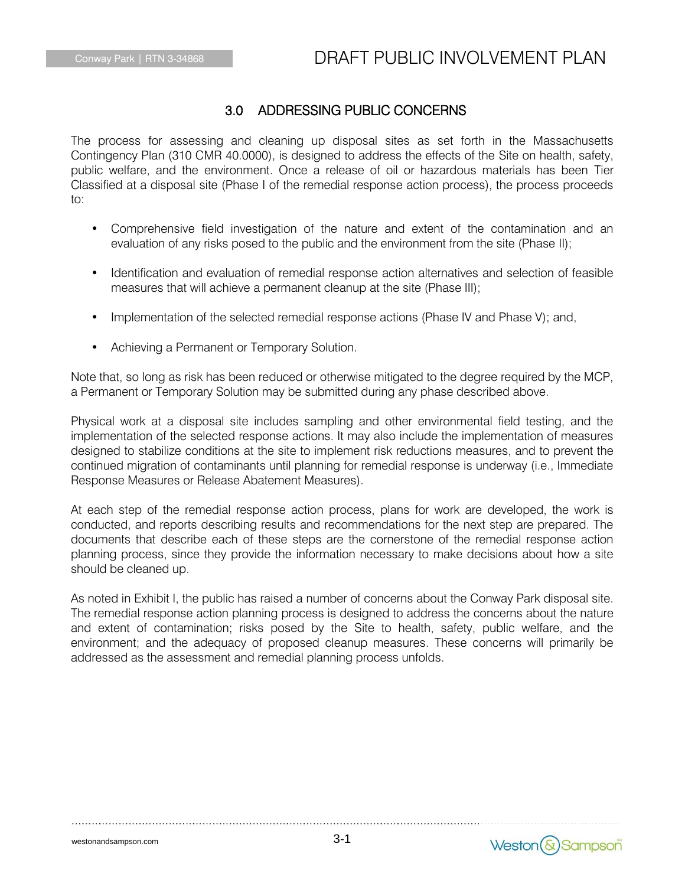## 3.0 ADDRESSING PUBLIC CONCERNS

The process for assessing and cleaning up disposal sites as set forth in the Massachusetts Contingency Plan (310 CMR 40.0000), is designed to address the effects of the Site on health, safety, public welfare, and the environment. Once a release of oil or hazardous materials has been Tier Classified at a disposal site (Phase I of the remedial response action process), the process proceeds to:

- Comprehensive field investigation of the nature and extent of the contamination and an evaluation of any risks posed to the public and the environment from the site (Phase II);
- Identification and evaluation of remedial response action alternatives and selection of feasible measures that will achieve a permanent cleanup at the site (Phase III);
- Implementation of the selected remedial response actions (Phase IV and Phase V); and,
- Achieving a Permanent or Temporary Solution.

Note that, so long as risk has been reduced or otherwise mitigated to the degree required by the MCP, a Permanent or Temporary Solution may be submitted during any phase described above.

Physical work at a disposal site includes sampling and other environmental field testing, and the implementation of the selected response actions. It may also include the implementation of measures designed to stabilize conditions at the site to implement risk reductions measures, and to prevent the continued migration of contaminants until planning for remedial response is underway (i.e., Immediate Response Measures or Release Abatement Measures).

At each step of the remedial response action process, plans for work are developed, the work is conducted, and reports describing results and recommendations for the next step are prepared. The documents that describe each of these steps are the cornerstone of the remedial response action planning process, since they provide the information necessary to make decisions about how a site should be cleaned up.

As noted in Exhibit I, the public has raised a number of concerns about the Conway Park disposal site. The remedial response action planning process is designed to address the concerns about the nature and extent of contamination; risks posed by the Site to health, safety, public welfare, and the environment; and the adequacy of proposed cleanup measures. These concerns will primarily be addressed as the assessment and remedial planning process unfolds.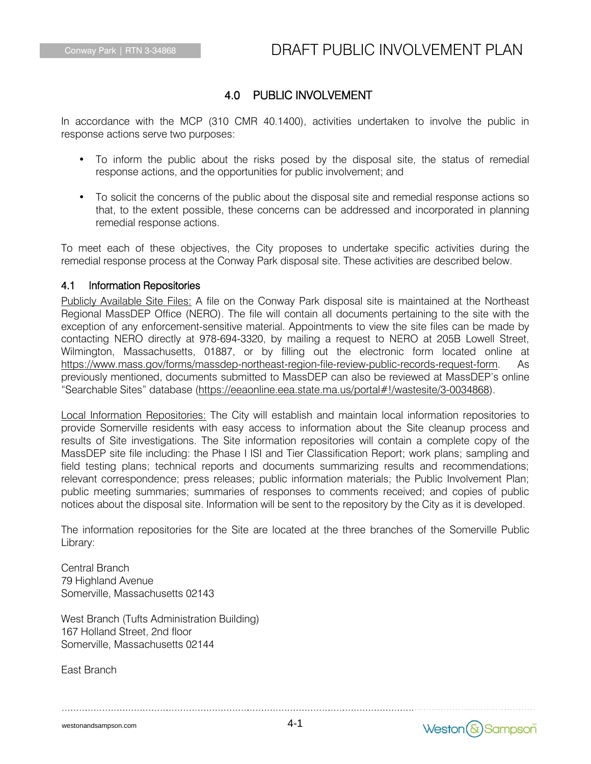## 4.0 PUBLIC INVOLVEMENT

In accordance with the MCP (310 CMR 40.1400), activities undertaken to involve the public in response actions serve two purposes:

- To inform the public about the risks posed by the disposal site, the status of remedial response actions, and the opportunities for public involvement; and
- To solicit the concerns of the public about the disposal site and remedial response actions so that, to the extent possible, these concerns can be addressed and incorporated in planning remedial response actions.

To meet each of these objectives, the City proposes to undertake specific activities during the remedial response process at the Conway Park disposal site. These activities are described below.

### 4.1 Information Repositories

Publicly Available Site Files: A file on the Conway Park disposal site is maintained at the Northeast Regional MassDEP Office (NERO). The file will contain all documents pertaining to the site with the exception of any enforcement-sensitive material. Appointments to view the site files can be made by contacting NERO directly at 978-694-3320, by mailing a request to NERO at 205B Lowell Street, Wilmington, Massachusetts, 01887, or by filling out the electronic form located online at https://www.mass.gov/forms/massdep-northeast-region-file-review-public-records-request-form. As previously mentioned, documents submitted to MassDEP can also be reviewed at MassDEP's online "Searchable Sites" database (https://eeaonline.eea.state.ma.us/portal#!/wastesite/3-0034868).

Local Information Repositories: The City will establish and maintain local information repositories to provide Somerville residents with easy access to information about the Site cleanup process and results of Site investigations. The Site information repositories will contain a complete copy of the MassDEP site file including: the Phase I ISI and Tier Classification Report; work plans; sampling and field testing plans; technical reports and documents summarizing results and recommendations; relevant correspondence; press releases; public information materials; the Public Involvement Plan; public meeting summaries; summaries of responses to comments received; and copies of public notices about the disposal site. Information will be sent to the repository by the City as it is developed.

The information repositories for the Site are located at the three branches of the Somerville Public Library:

Central Branch
79 Highland Avenue
Somerville, Massachusetts 02143

West Branch (Tufts Administration Building)
167 Holland Street, 2nd floor
Somerville, Massachusetts 02144

East Branch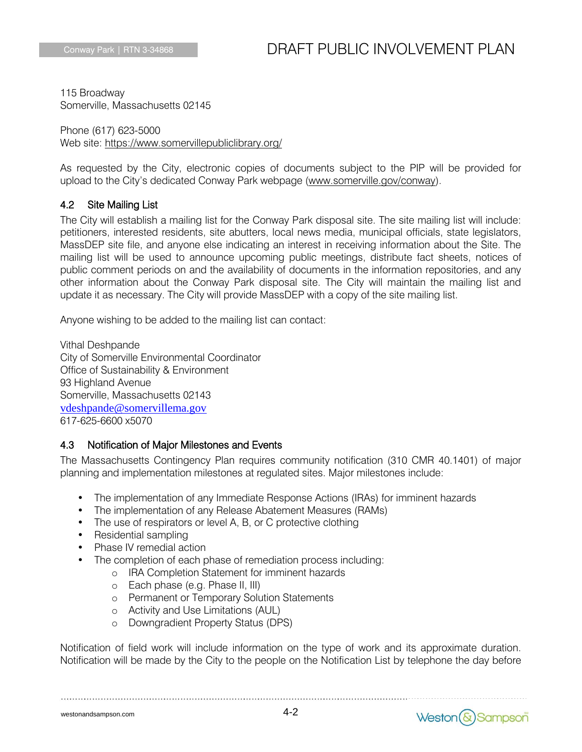115 Broadway
Somerville, Massachusetts 02145

Phone (617) 623-5000
Web site: https://www.somervillepubliclibrary.org/

As requested by the City, electronic copies of documents subject to the PIP will be provided for upload to the City's dedicated Conway Park webpage (www.somerville.gov/conway).

### 4.2 Site Mailing List

The City will establish a mailing list for the Conway Park disposal site. The site mailing list will include: petitioners, interested residents, site abutters, local news media, municipal officials, state legislators, MassDEP site file, and anyone else indicating an interest in receiving information about the Site. The mailing list will be used to announce upcoming public meetings, distribute fact sheets, notices of public comment periods on and the availability of documents in the information repositories, and any other information about the Conway Park disposal site. The City will maintain the mailing list and update it as necessary. The City will provide MassDEP with a copy of the site mailing list.

Anyone wishing to be added to the mailing list can contact:

Vithal Deshpande
City of Somerville Environmental Coordinator
Office of Sustainability & Environment
93 Highland Avenue
Somerville, Massachusetts 02143
vdeshpande@somervillema.gov
617-625-6600 x5070

### 4.3 Notification of Major Milestones and Events

The Massachusetts Contingency Plan requires community notification (310 CMR 40.1401) of major planning and implementation milestones at regulated sites. Major milestones include:

- The implementation of any Immediate Response Actions (IRAs) for imminent hazards
- The implementation of any Release Abatement Measures (RAMs)
- The use of respirators or level A, B, or C protective clothing
- Residential sampling
- Phase IV remedial action
- The completion of each phase of remediation process including:
  - IRA Completion Statement for imminent hazards
  - Each phase (e.g. Phase II, III)
  - Permanent or Temporary Solution Statements
  - Activity and Use Limitations (AUL)
  - Downgradient Property Status (DPS)

Notification of field work will include information on the type of work and its approximate duration. Notification will be made by the City to the people on the Notification List by telephone the day before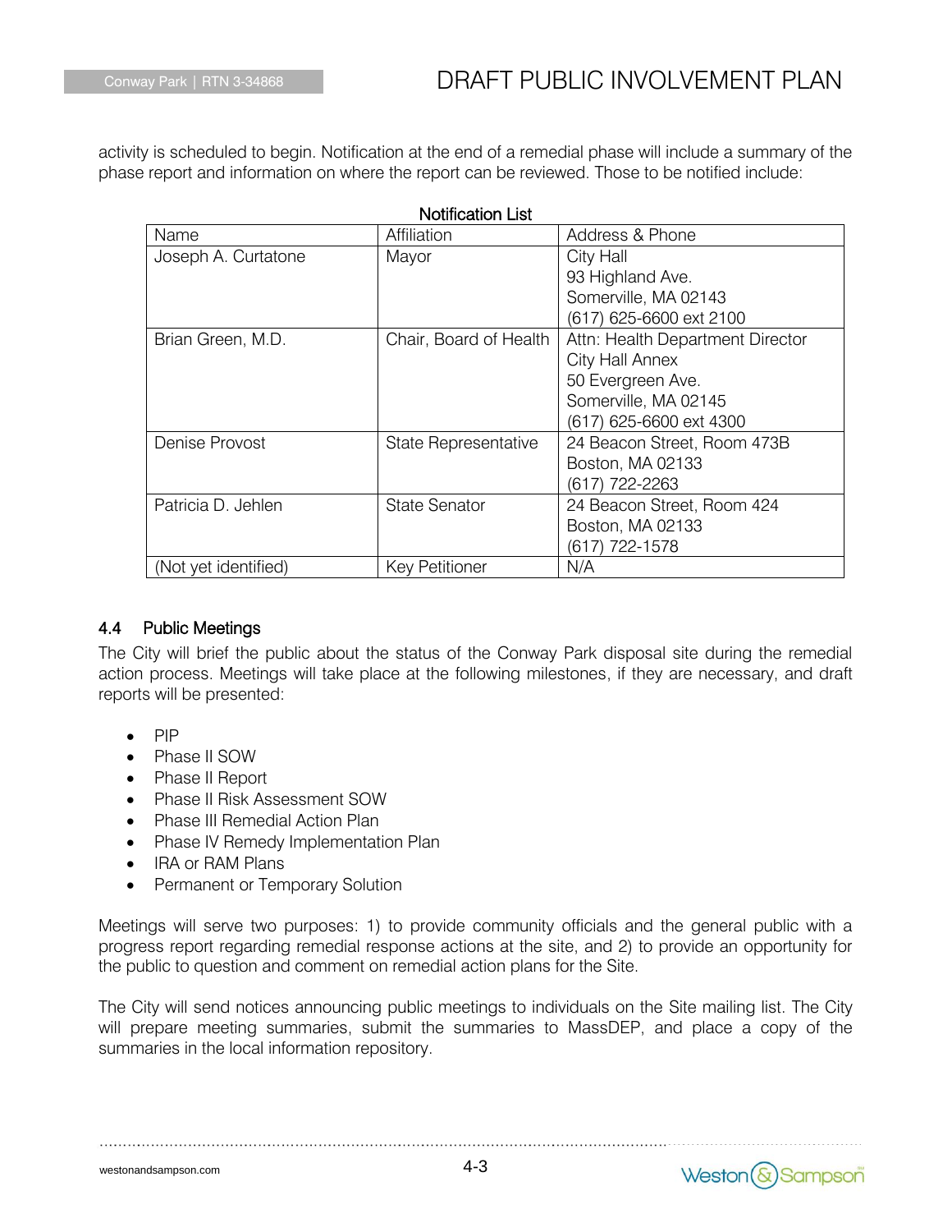activity is scheduled to begin. Notification at the end of a remedial phase will include a summary of the phase report and information on where the report can be reviewed. Those to be notified include:

**Notification List**

| Name | Affiliation | Address & Phone |
|---|---|---|
| Joseph A. Curtatone | Mayor | City Hall<br>93 Highland Ave.<br>Somerville, MA 02143<br>(617) 625-6600 ext 2100 |
| Brian Green, M.D. | Chair, Board of Health | Attn: Health Department Director<br>City Hall Annex<br>50 Evergreen Ave.<br>Somerville, MA 02145<br>(617) 625-6600 ext 4300 |
| Denise Provost | State Representative | 24 Beacon Street, Room 473B<br>Boston, MA 02133<br>(617) 722-2263 |
| Patricia D. Jehlen | State Senator | 24 Beacon Street, Room 424<br>Boston, MA 02133<br>(617) 722-1578 |
| (Not yet identified) | Key Petitioner | N/A |

## 4.4 Public Meetings

The City will brief the public about the status of the Conway Park disposal site during the remedial action process. Meetings will take place at the following milestones, if they are necessary, and draft reports will be presented:

- PIP
- Phase II SOW
- Phase II Report
- Phase II Risk Assessment SOW
- Phase III Remedial Action Plan
- Phase IV Remedy Implementation Plan
- IRA or RAM Plans
- Permanent or Temporary Solution

Meetings will serve two purposes: 1) to provide community officials and the general public with a progress report regarding remedial response actions at the site, and 2) to provide an opportunity for the public to question and comment on remedial action plans for the Site.

The City will send notices announcing public meetings to individuals on the Site mailing list. The City will prepare meeting summaries, submit the summaries to MassDEP, and place a copy of the summaries in the local information repository.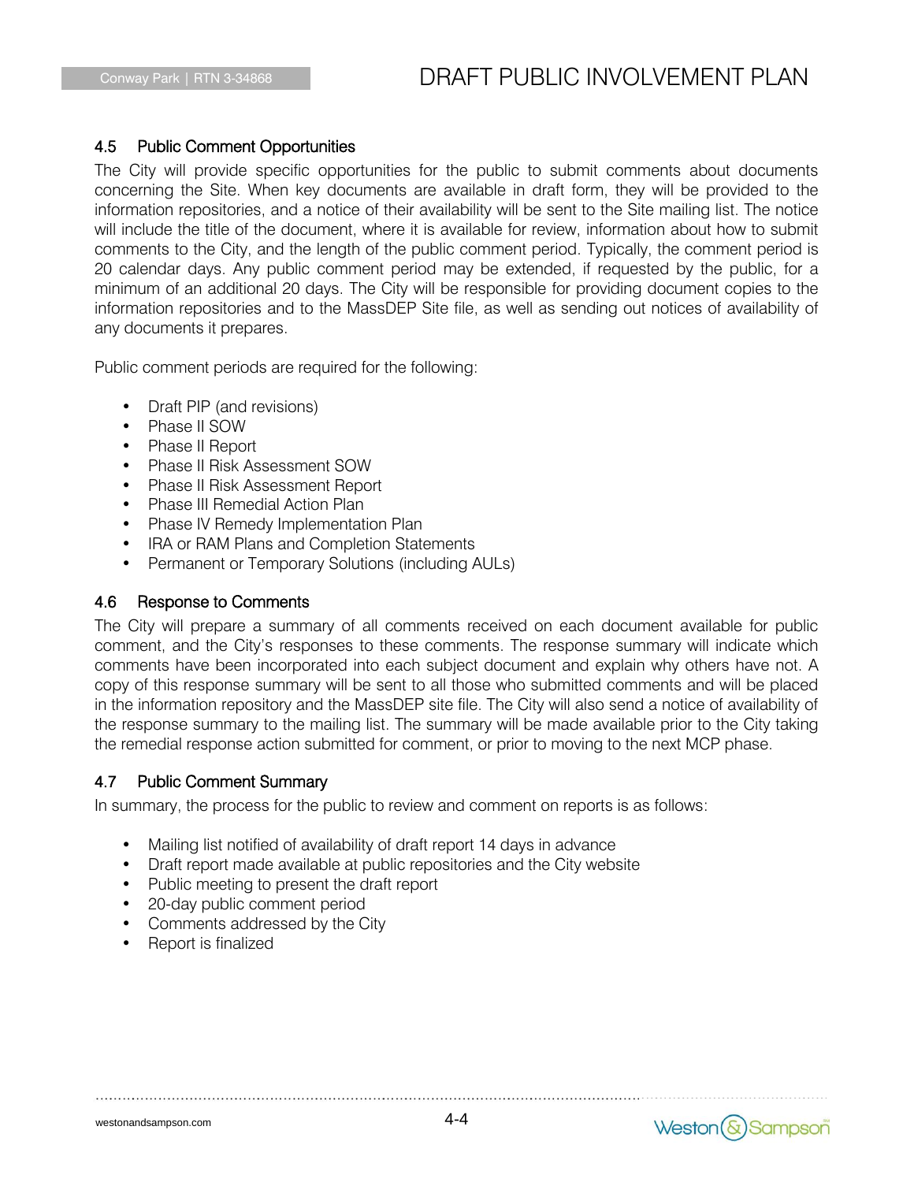### 4.5 Public Comment Opportunities

The City will provide specific opportunities for the public to submit comments about documents concerning the Site. When key documents are available in draft form, they will be provided to the information repositories, and a notice of their availability will be sent to the Site mailing list. The notice will include the title of the document, where it is available for review, information about how to submit comments to the City, and the length of the public comment period. Typically, the comment period is 20 calendar days. Any public comment period may be extended, if requested by the public, for a minimum of an additional 20 days. The City will be responsible for providing document copies to the information repositories and to the MassDEP Site file, as well as sending out notices of availability of any documents it prepares.

Public comment periods are required for the following:

- Draft PIP (and revisions)
- Phase II SOW
- Phase II Report
- Phase II Risk Assessment SOW
- Phase II Risk Assessment Report
- Phase III Remedial Action Plan
- Phase IV Remedy Implementation Plan
- IRA or RAM Plans and Completion Statements
- Permanent or Temporary Solutions (including AULs)

### 4.6 Response to Comments

The City will prepare a summary of all comments received on each document available for public comment, and the City's responses to these comments. The response summary will indicate which comments have been incorporated into each subject document and explain why others have not. A copy of this response summary will be sent to all those who submitted comments and will be placed in the information repository and the MassDEP site file. The City will also send a notice of availability of the response summary to the mailing list. The summary will be made available prior to the City taking the remedial response action submitted for comment, or prior to moving to the next MCP phase.

### 4.7 Public Comment Summary

In summary, the process for the public to review and comment on reports is as follows:

- Mailing list notified of availability of draft report 14 days in advance
- Draft report made available at public repositories and the City website
- Public meeting to present the draft report
- 20-day public comment period
- Comments addressed by the City
- Report is finalized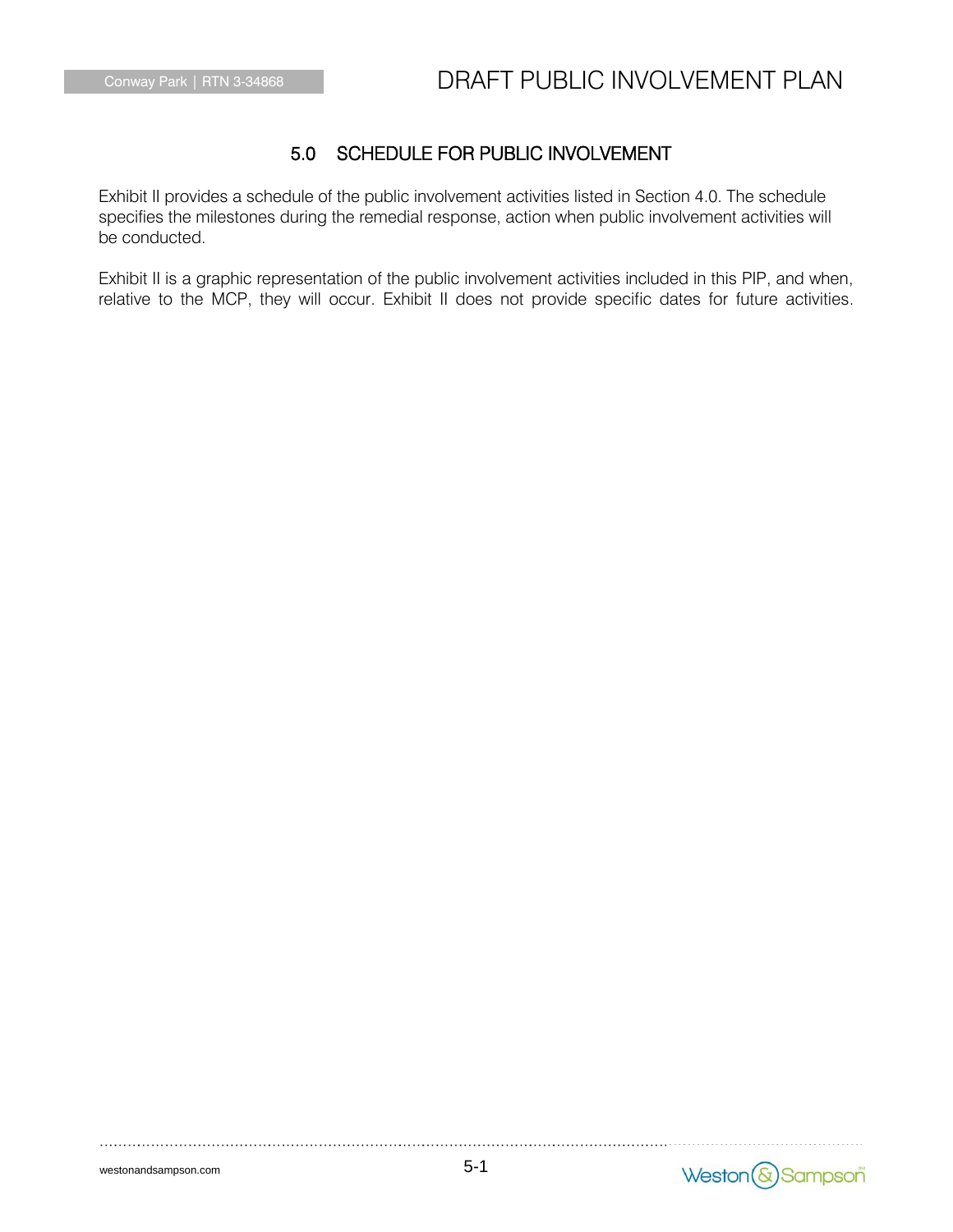## 5.0 SCHEDULE FOR PUBLIC INVOLVEMENT

Exhibit II provides a schedule of the public involvement activities listed in Section 4.0. The schedule specifies the milestones during the remedial response, action when public involvement activities will be conducted.

Exhibit II is a graphic representation of the public involvement activities included in this PIP, and when, relative to the MCP, they will occur. Exhibit II does not provide specific dates for future activities.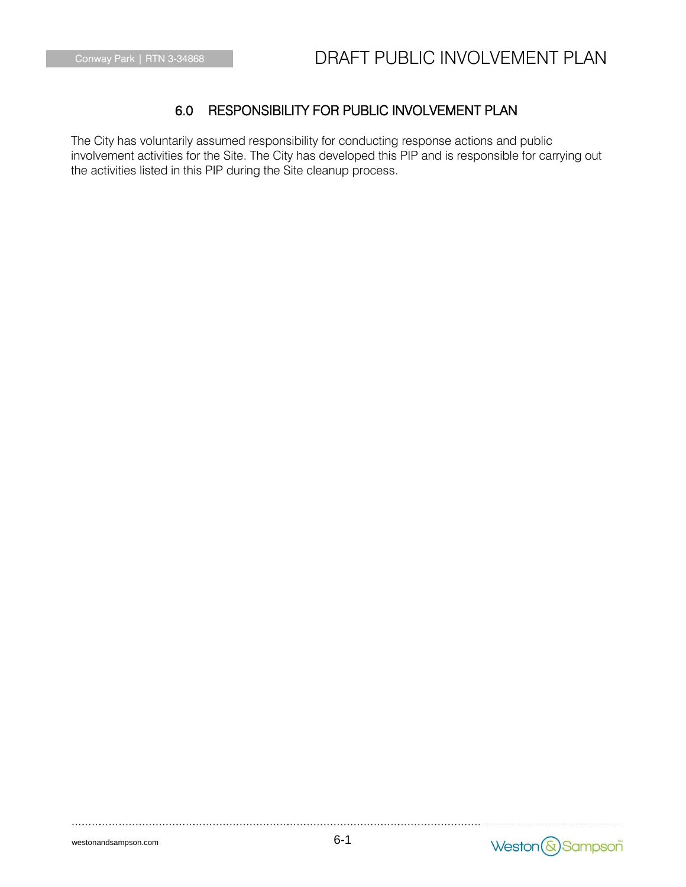## 6.0 RESPONSIBILITY FOR PUBLIC INVOLVEMENT PLAN

The City has voluntarily assumed responsibility for conducting response actions and public involvement activities for the Site. The City has developed this PIP and is responsible for carrying out the activities listed in this PIP during the Site cleanup process.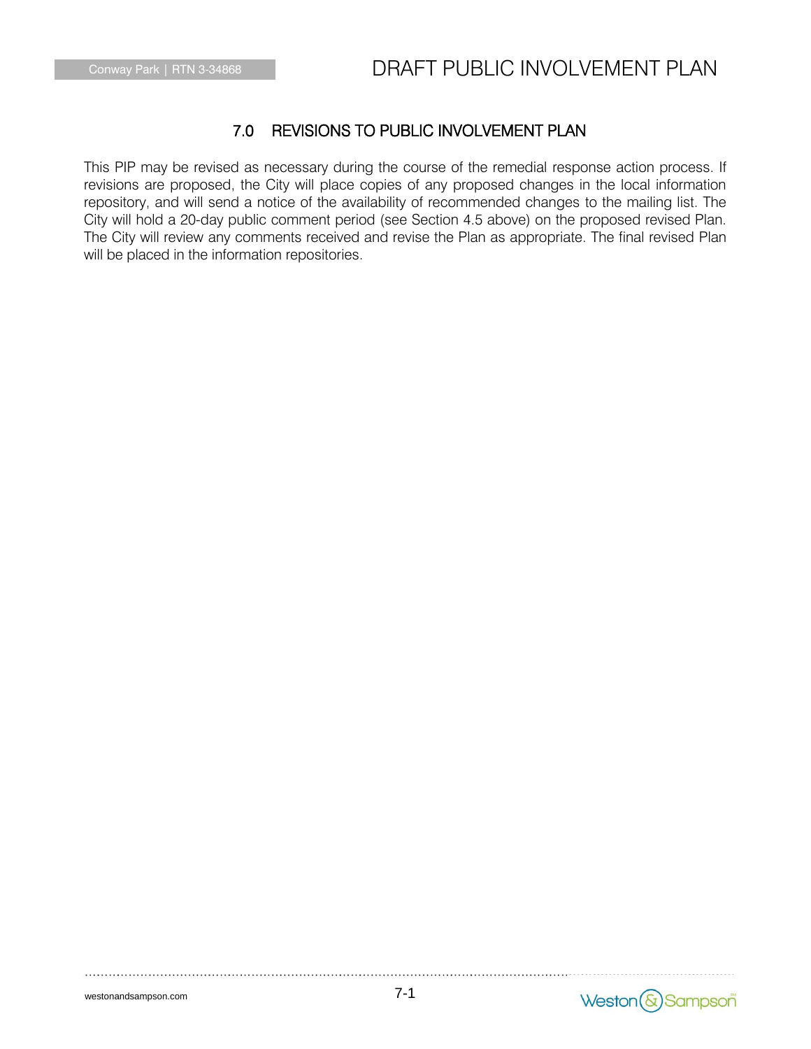## 7.0 REVISIONS TO PUBLIC INVOLVEMENT PLAN

This PIP may be revised as necessary during the course of the remedial response action process. If revisions are proposed, the City will place copies of any proposed changes in the local information repository, and will send a notice of the availability of recommended changes to the mailing list. The City will hold a 20-day public comment period (see Section 4.5 above) on the proposed revised Plan. The City will review any comments received and revise the Plan as appropriate. The final revised Plan will be placed in the information repositories.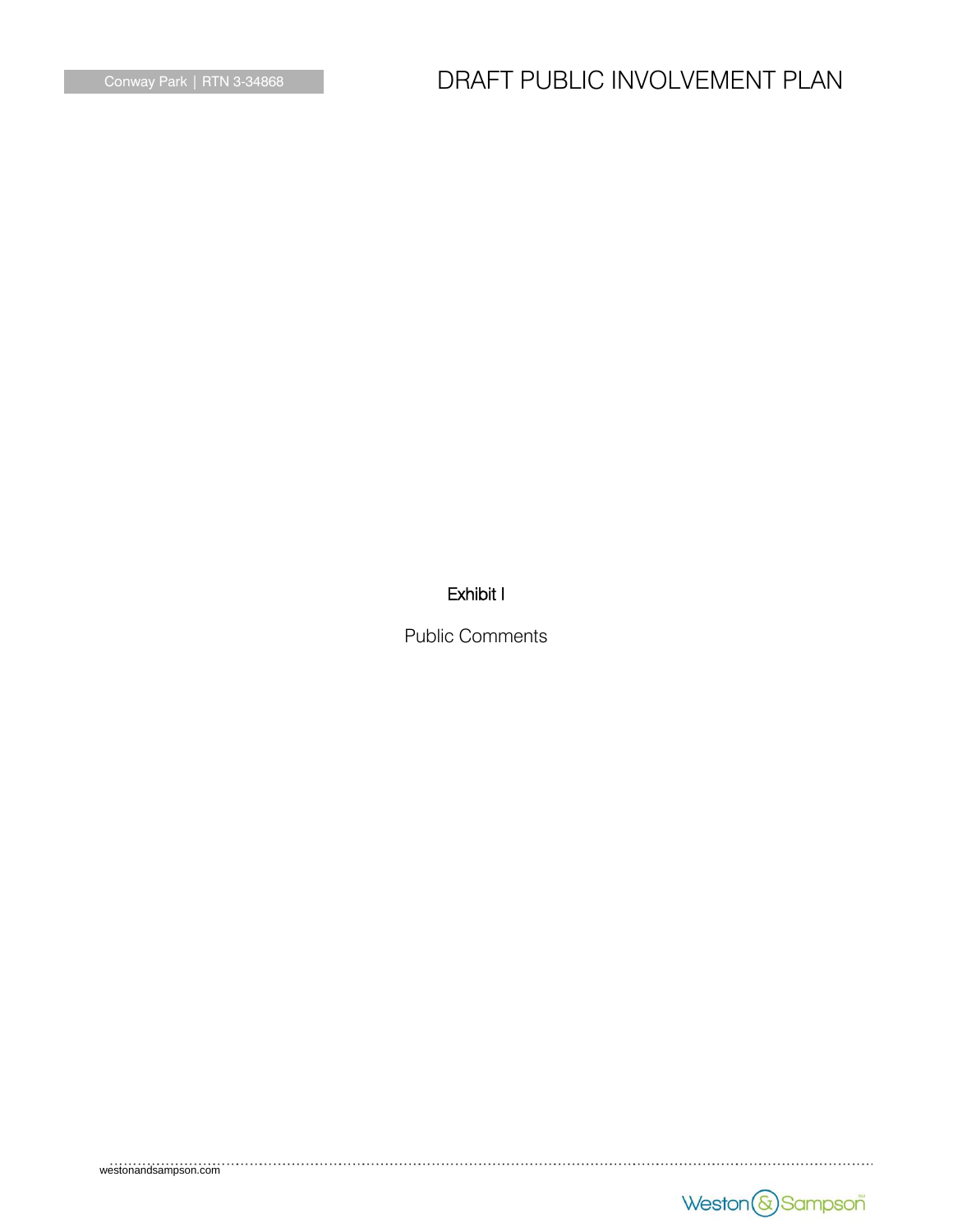# Exhibit I

Public Comments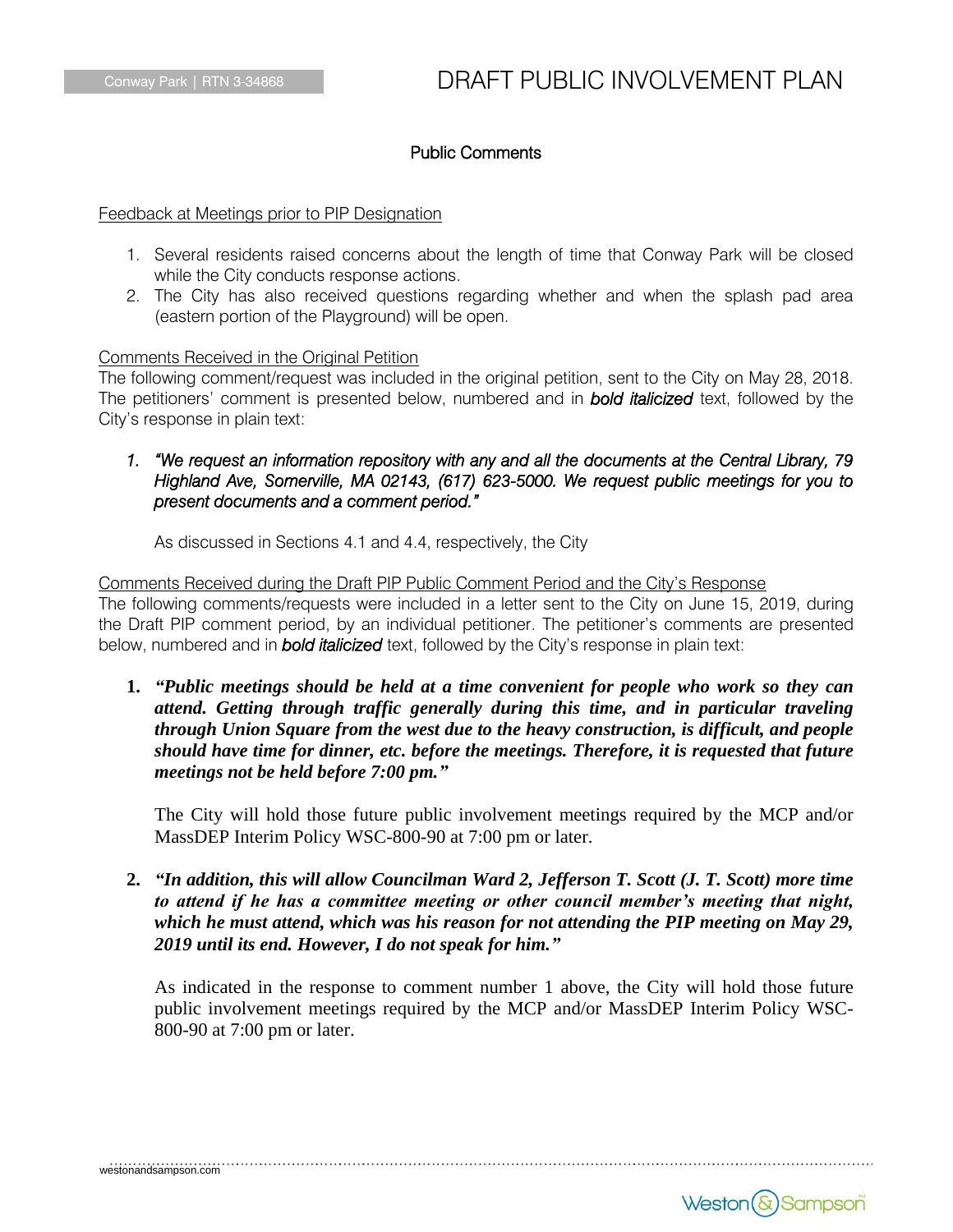## Public Comments

<u>Feedback at Meetings prior to PIP Designation</u>

1. Several residents raised concerns about the length of time that Conway Park will be closed while the City conducts response actions.
2. The City has also received questions regarding whether and when the splash pad area (eastern portion of the Playground) will be open.

<u>Comments Received in the Original Petition</u>

The following comment/request was included in the original petition, sent to the City on May 28, 2018. The petitioners' comment is presented below, numbered and in ***bold italicized*** text, followed by the City's response in plain text:

1. *"We request an information repository with any and all the documents at the Central Library, 79 Highland Ave, Somerville, MA 02143, (617) 623-5000. We request public meetings for you to present documents and a comment period."*

   As discussed in Sections 4.1 and 4.4, respectively, the City

<u>Comments Received during the Draft PIP Public Comment Period and the City's Response</u>

The following comments/requests were included in a letter sent to the City on June 15, 2019, during the Draft PIP comment period, by an individual petitioner. The petitioner's comments are presented below, numbered and in ***bold italicized*** text, followed by the City's response in plain text:

1. ***"Public meetings should be held at a time convenient for people who work so they can attend. Getting through traffic generally during this time, and in particular traveling through Union Square from the west due to the heavy construction, is difficult, and people should have time for dinner, etc. before the meetings. Therefore, it is requested that future meetings not be held before 7:00 pm."***

   The City will hold those future public involvement meetings required by the MCP and/or MassDEP Interim Policy WSC-800-90 at 7:00 pm or later.

2. ***"In addition, this will allow Councilman Ward 2, Jefferson T. Scott (J. T. Scott) more time to attend if he has a committee meeting or other council member's meeting that night, which he must attend, which was his reason for not attending the PIP meeting on May 29, 2019 until its end. However, I do not speak for him."***

   As indicated in the response to comment number 1 above, the City will hold those future public involvement meetings required by the MCP and/or MassDEP Interim Policy WSC-800-90 at 7:00 pm or later.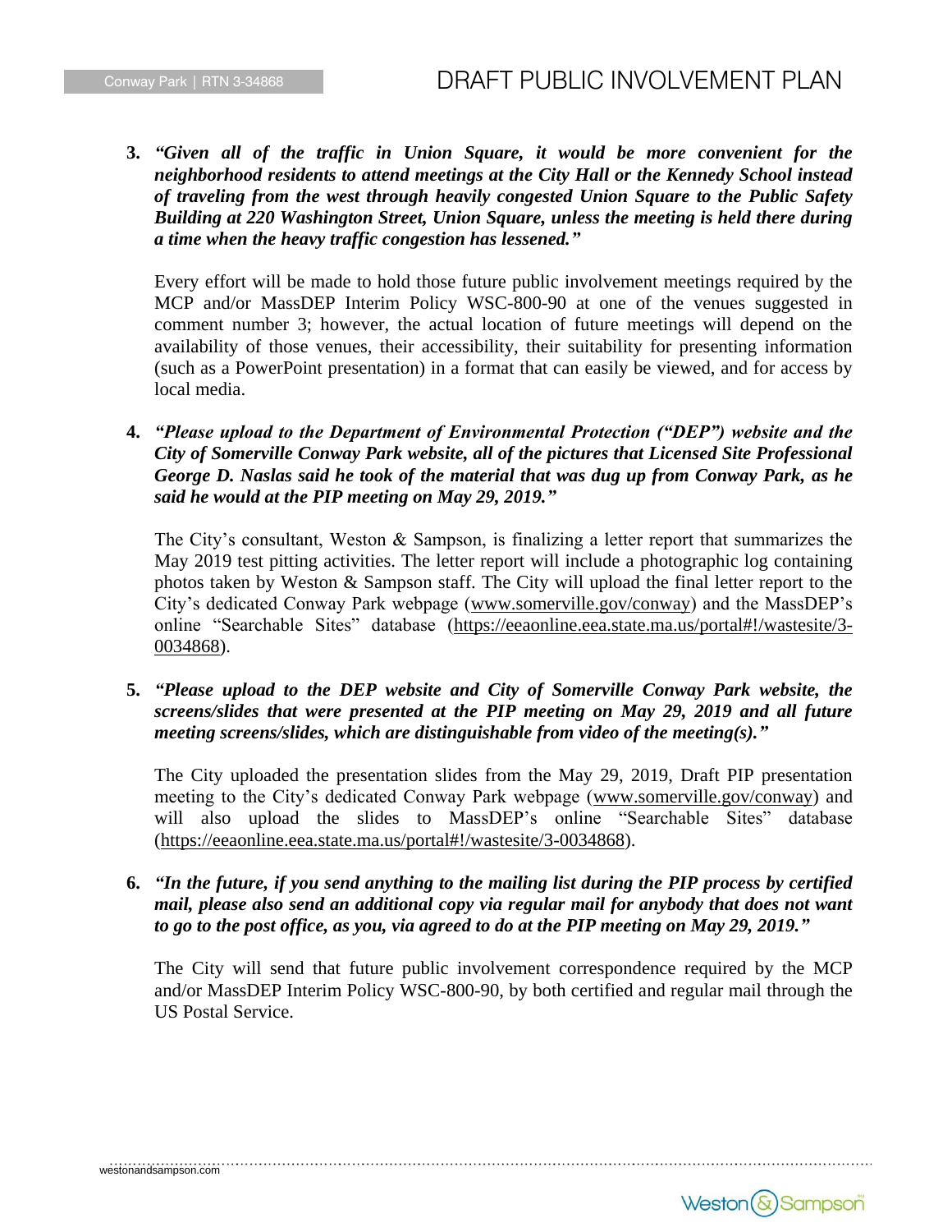3. ***"Given all of the traffic in Union Square, it would be more convenient for the neighborhood residents to attend meetings at the City Hall or the Kennedy School instead of traveling from the west through heavily congested Union Square to the Public Safety Building at 220 Washington Street, Union Square, unless the meeting is held there during a time when the heavy traffic congestion has lessened."***

   Every effort will be made to hold those future public involvement meetings required by the MCP and/or MassDEP Interim Policy WSC-800-90 at one of the venues suggested in comment number 3; however, the actual location of future meetings will depend on the availability of those venues, their accessibility, their suitability for presenting information (such as a PowerPoint presentation) in a format that can easily be viewed, and for access by local media.

4. ***"Please upload to the Department of Environmental Protection ("DEP") website and the City of Somerville Conway Park website, all of the pictures that Licensed Site Professional George D. Naslas said he took of the material that was dug up from Conway Park, as he said he would at the PIP meeting on May 29, 2019."***

   The City's consultant, Weston & Sampson, is finalizing a letter report that summarizes the May 2019 test pitting activities. The letter report will include a photographic log containing photos taken by Weston & Sampson staff. The City will upload the final letter report to the City's dedicated Conway Park webpage (www.somerville.gov/conway) and the MassDEP's online "Searchable Sites" database (https://eeaonline.eea.state.ma.us/portal#!/wastesite/3-0034868).

5. ***"Please upload to the DEP website and City of Somerville Conway Park website, the screens/slides that were presented at the PIP meeting on May 29, 2019 and all future meeting screens/slides, which are distinguishable from video of the meeting(s)."***

   The City uploaded the presentation slides from the May 29, 2019, Draft PIP presentation meeting to the City's dedicated Conway Park webpage (www.somerville.gov/conway) and will also upload the slides to MassDEP's online "Searchable Sites" database (https://eeaonline.eea.state.ma.us/portal#!/wastesite/3-0034868).

6. ***"In the future, if you send anything to the mailing list during the PIP process by certified mail, please also send an additional copy via regular mail for anybody that does not want to go to the post office, as you, via agreed to do at the PIP meeting on May 29, 2019."***

   The City will send that future public involvement correspondence required by the MCP and/or MassDEP Interim Policy WSC-800-90, by both certified and regular mail through the US Postal Service.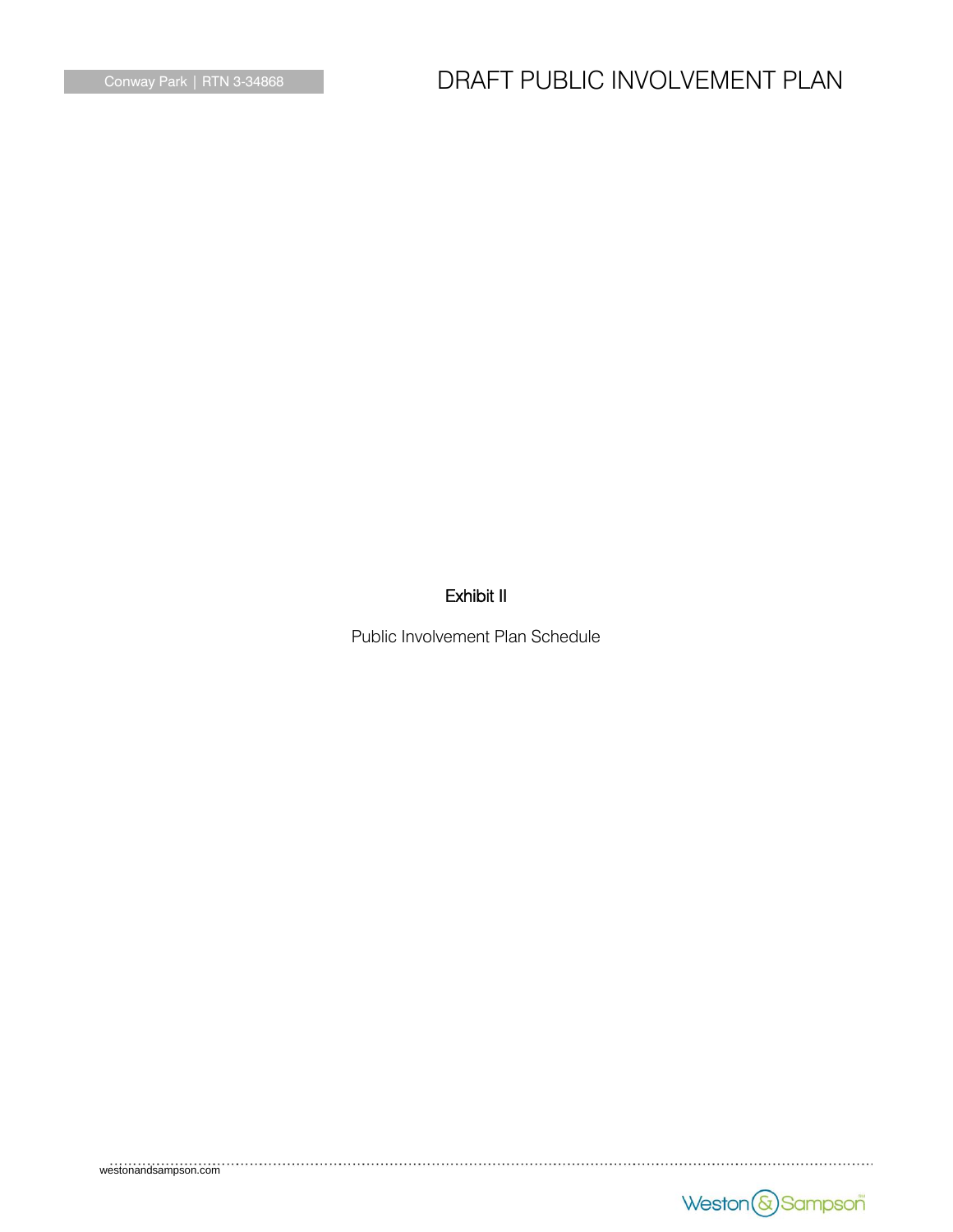# Exhibit II

Public Involvement Plan Schedule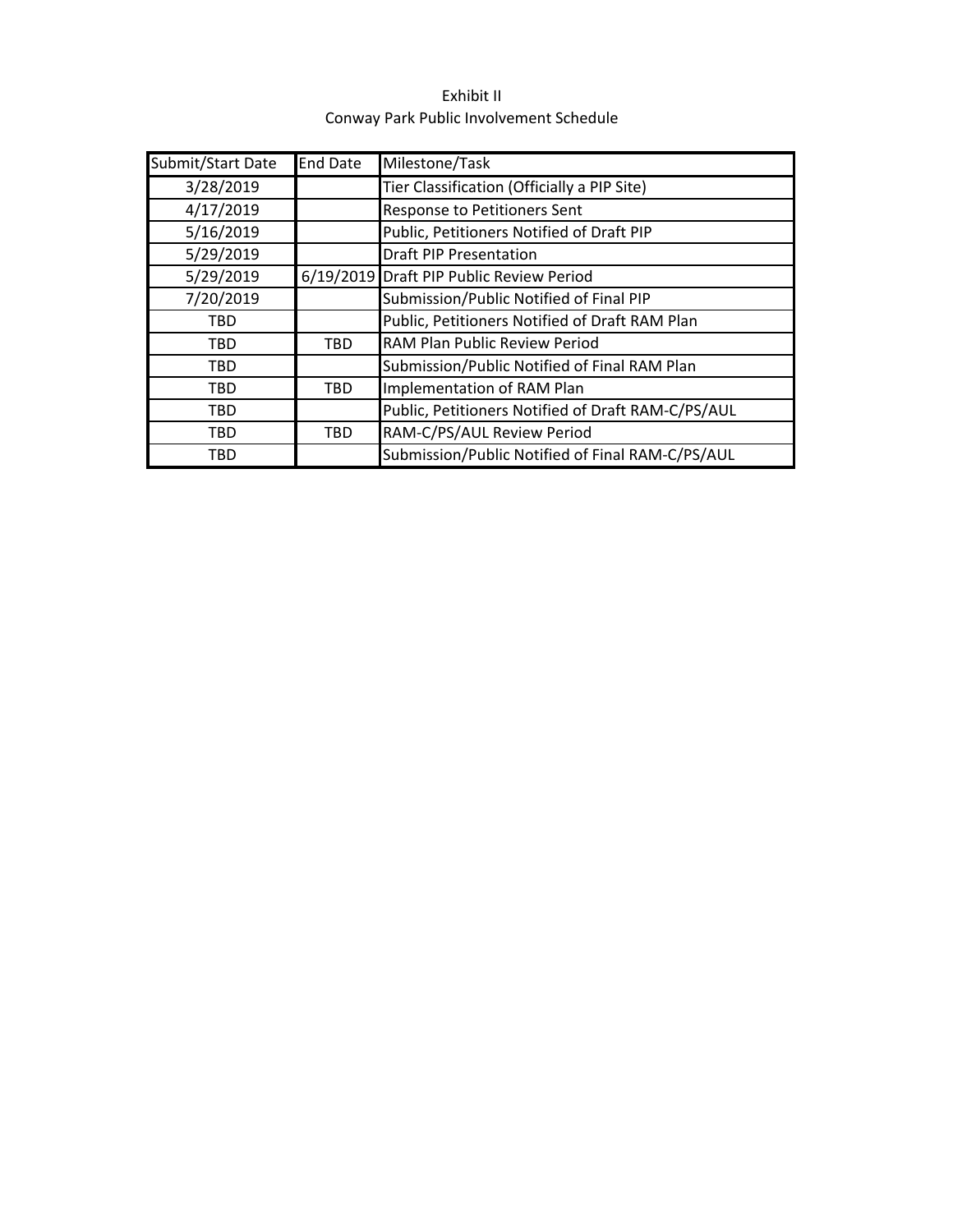Exhibit II

Conway Park Public Involvement Schedule

| Submit/Start Date | End Date | Milestone/Task |
|---|---|---|
| 3/28/2019 | | Tier Classification (Officially a PIP Site) |
| 4/17/2019 | | Response to Petitioners Sent |
| 5/16/2019 | | Public, Petitioners Notified of Draft PIP |
| 5/29/2019 | | Draft PIP Presentation |
| 5/29/2019 | 6/19/2019 | Draft PIP Public Review Period |
| 7/20/2019 | | Submission/Public Notified of Final PIP |
| TBD | | Public, Petitioners Notified of Draft RAM Plan |
| TBD | TBD | RAM Plan Public Review Period |
| TBD | | Submission/Public Notified of Final RAM Plan |
| TBD | TBD | Implementation of RAM Plan |
| TBD | | Public, Petitioners Notified of Draft RAM-C/PS/AUL |
| TBD | TBD | RAM-C/PS/AUL Review Period |
| TBD | | Submission/Public Notified of Final RAM-C/PS/AUL |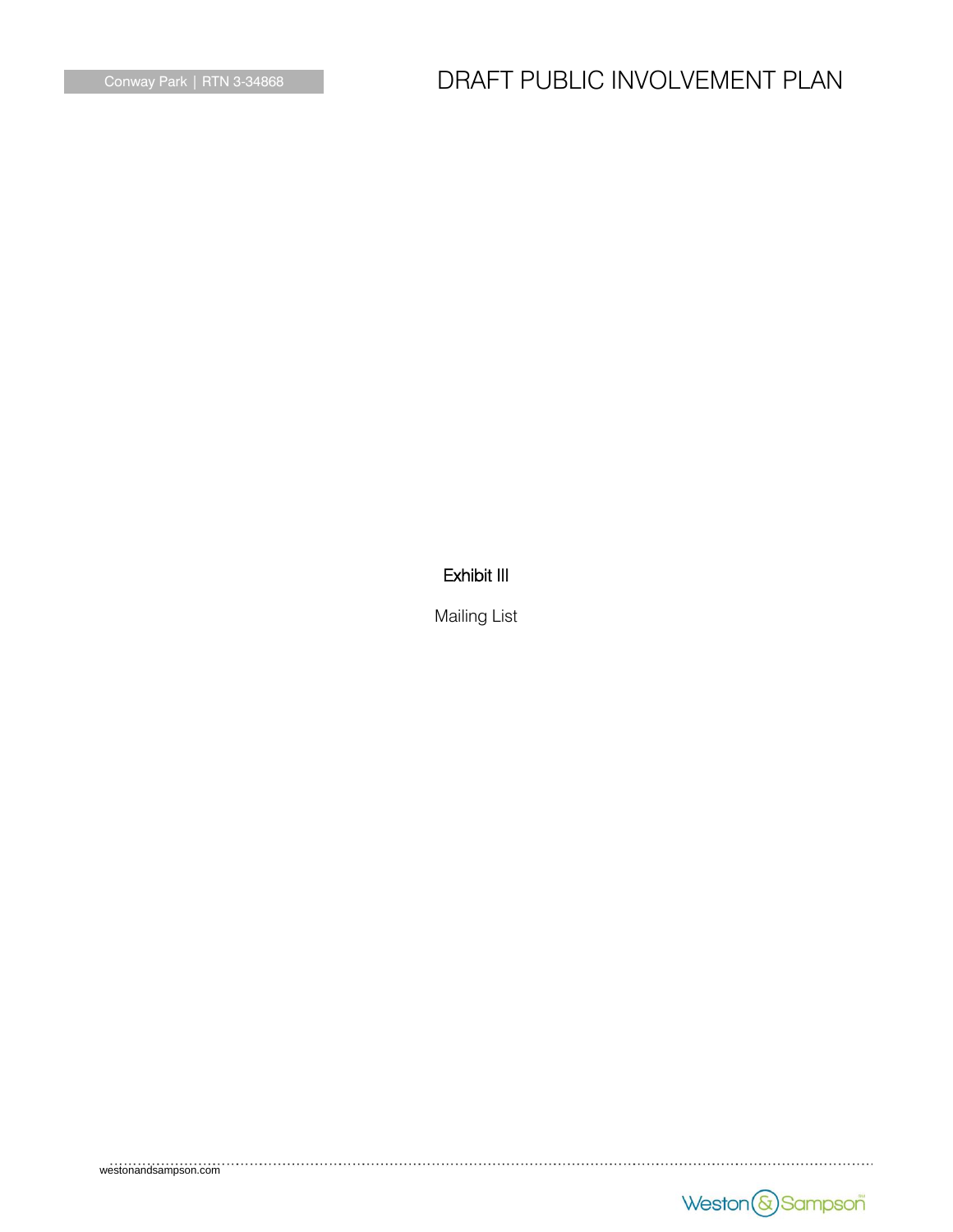# Exhibit III

Mailing List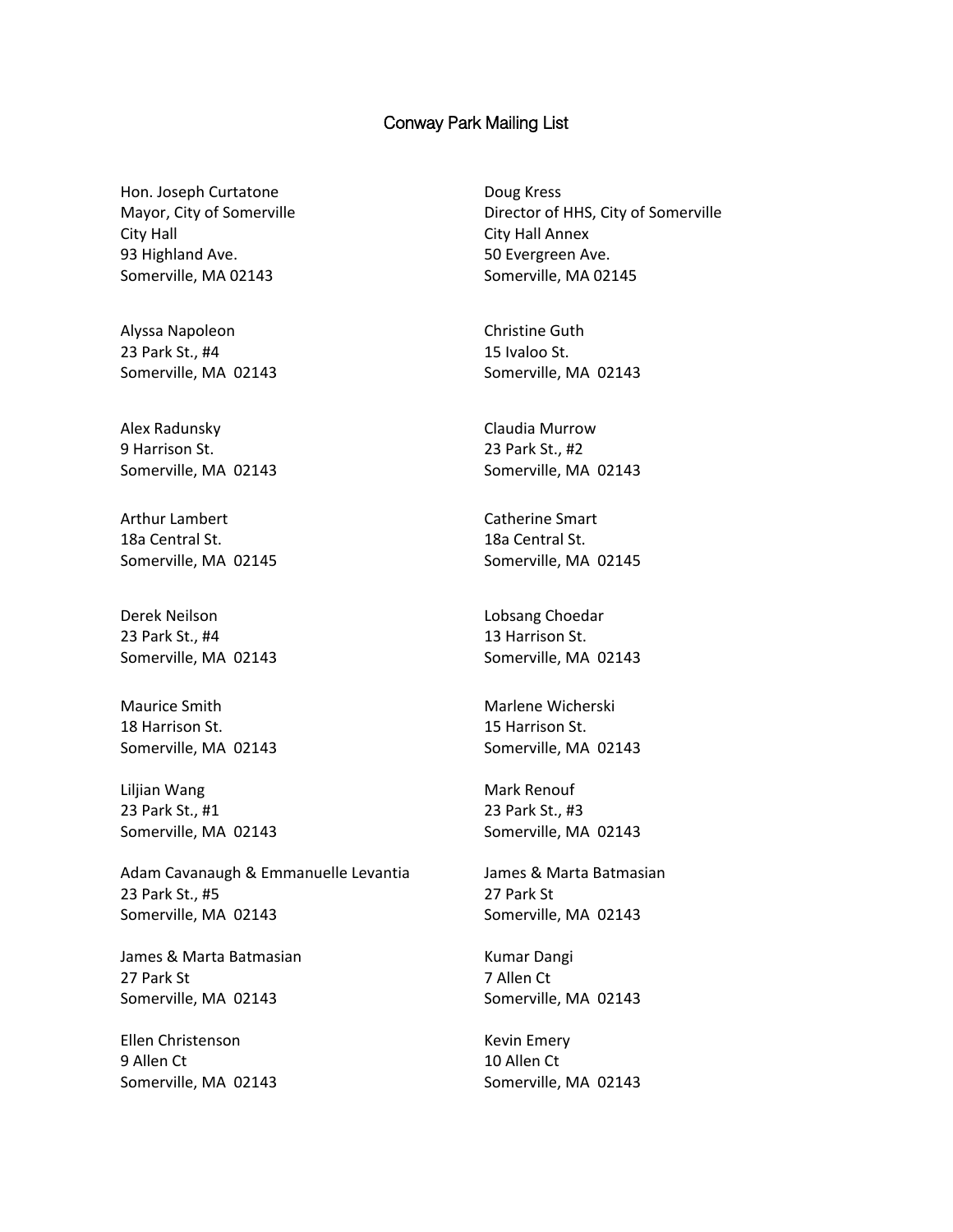# Conway Park Mailing List

Hon. Joseph Curtatone
Mayor, City of Somerville
City Hall
93 Highland Ave.
Somerville, MA 02143

Doug Kress
Director of HHS, City of Somerville
City Hall Annex
50 Evergreen Ave.
Somerville, MA 02145

Alyssa Napoleon
23 Park St., #4
Somerville, MA 02143

Christine Guth
15 Ivaloo St.
Somerville, MA 02143

Alex Radunsky
9 Harrison St.
Somerville, MA 02143

Claudia Murrow
23 Park St., #2
Somerville, MA 02143

Arthur Lambert
18a Central St.
Somerville, MA 02145

Catherine Smart
18a Central St.
Somerville, MA 02145

Derek Neilson
23 Park St., #4
Somerville, MA 02143

Lobsang Choedar
13 Harrison St.
Somerville, MA 02143

Maurice Smith
18 Harrison St.
Somerville, MA 02143

Marlene Wicherski
15 Harrison St.
Somerville, MA 02143

Liljian Wang
23 Park St., #1
Somerville, MA 02143

Mark Renouf
23 Park St., #3
Somerville, MA 02143

Adam Cavanaugh & Emmanuelle Levantia
23 Park St., #5
Somerville, MA 02143

James & Marta Batmasian
27 Park St
Somerville, MA 02143

James & Marta Batmasian
27 Park St
Somerville, MA 02143

Kumar Dangi
7 Allen Ct
Somerville, MA 02143

Ellen Christenson
9 Allen Ct
Somerville, MA 02143

Kevin Emery
10 Allen Ct
Somerville, MA 02143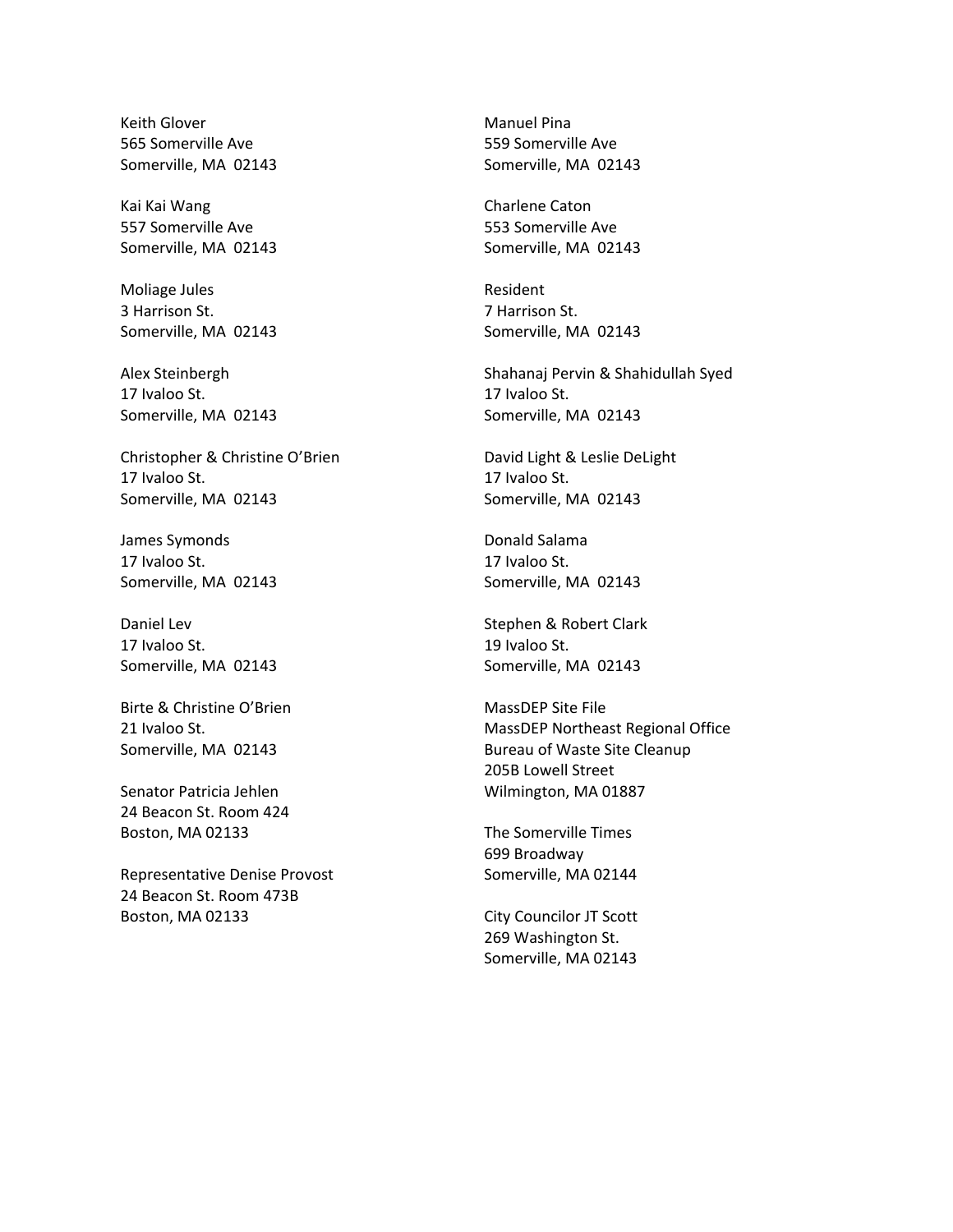Keith Glover  
565 Somerville Ave  
Somerville, MA  02143

Kai Kai Wang  
557 Somerville Ave  
Somerville, MA  02143

Moliage Jules  
3 Harrison St.  
Somerville, MA  02143

Alex Steinbergh  
17 Ivaloo St.  
Somerville, MA  02143

Christopher & Christine O'Brien  
17 Ivaloo St.  
Somerville, MA  02143

James Symonds  
17 Ivaloo St.  
Somerville, MA  02143

Daniel Lev  
17 Ivaloo St.  
Somerville, MA  02143

Birte & Christine O'Brien  
21 Ivaloo St.  
Somerville, MA  02143

Senator Patricia Jehlen  
24 Beacon St. Room 424  
Boston, MA 02133

Representative Denise Provost  
24 Beacon St. Room 473B  
Boston, MA 02133

Manuel Pina  
559 Somerville Ave  
Somerville, MA  02143

Charlene Caton  
553 Somerville Ave  
Somerville, MA  02143

Resident  
7 Harrison St.  
Somerville, MA  02143

Shahanaj Pervin & Shahidullah Syed  
17 Ivaloo St.  
Somerville, MA  02143

David Light & Leslie DeLight  
17 Ivaloo St.  
Somerville, MA  02143

Donald Salama  
17 Ivaloo St.  
Somerville, MA  02143

Stephen & Robert Clark  
19 Ivaloo St.  
Somerville, MA  02143

MassDEP Site File  
MassDEP Northeast Regional Office  
Bureau of Waste Site Cleanup  
205B Lowell Street  
Wilmington, MA 01887

The Somerville Times  
699 Broadway  
Somerville, MA 02144

City Councilor JT Scott  
269 Washington St.  
Somerville, MA 02143